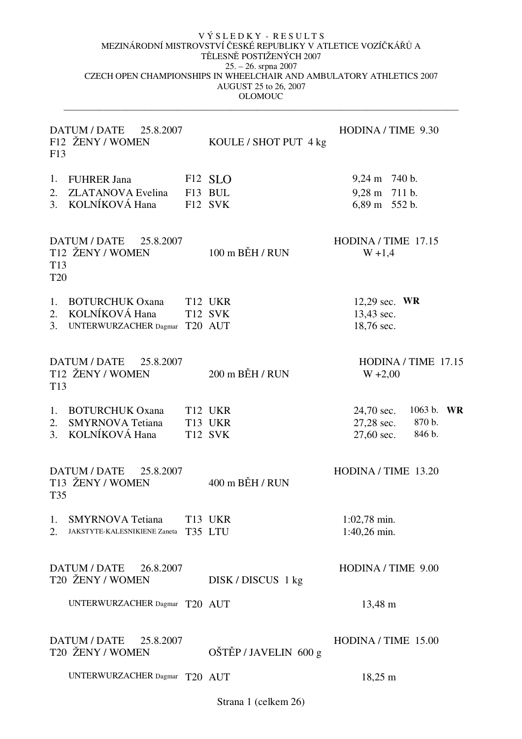# VÝSLEDKY - RESULTS

## MEZINÁRODNÍ MISTROVSTVÍ ČESKÉ REPUBLIKY V ATLETICE VOZÍČKÁŘŮ A TĚLESNĚ POSTIŽENÝCH 2007

25. – 26. srpna 2007

## CZECH OPEN CHAMPIONSHIPS IN WHEELCHAIR AND AMBULATORY ATHLETICS 2007

AUGUST 25 to 26, 2007

OLOMOUC

---

DATUM / DATE 25.8.2007 — HODINA / TIME 9.30

F12 ŽENY / WOMEN, F13 — KOULE / SHOT PUT 4 kg

| | Name | Class | Country | Result | Points |
|---|---|---|---|---|---|
| 1. | FUHRER Jana | F12 | SLO | 9,24 m | 740 b. |
| 2. | ZLATANOVA Evelina | F13 | BUL | 9,28 m | 711 b. |
| 3. | KOLNÍKOVÁ Hana | F12 | SVK | 6,89 m | 552 b. |

DATUM / DATE 25.8.2007 — HODINA / TIME 17.15

T12 ŽENY / WOMEN, T13, T20 — 100 m BĚH / RUN — W +1,4

| | Name | Class | Country | Result | |
|---|---|---|---|---|---|
| 1. | BOTURCHUK Oxana | T12 | UKR | 12,29 sec. | **WR** |
| 2. | KOLNÍKOVÁ Hana | T12 | SVK | 13,43 sec. | |
| 3. | UNTERWURZACHER Dagmar | T20 | AUT | 18,76 sec. | |

DATUM / DATE 25.8.2007 — HODINA / TIME 17.15

T12 ŽENY / WOMEN, T13 — 200 m BĚH / RUN — W +2,00

| | Name | Class | Country | Result | Points | |
|---|---|---|---|---|---|---|
| 1. | BOTURCHUK Oxana | T12 | UKR | 24,70 sec. | 1063 b. | **WR** |
| 2. | SMYRNOVA Tetiana | T13 | UKR | 27,28 sec. | 870 b. | |
| 3. | KOLNÍKOVÁ Hana | T12 | SVK | 27,60 sec. | 846 b. | |

DATUM / DATE 25.8.2007 — HODINA / TIME 13.20

T13 ŽENY / WOMEN, T35 — 400 m BĚH / RUN

| | Name | Class | Country | Result |
|---|---|---|---|---|
| 1. | SMYRNOVA Tetiana | T13 | UKR | 1:02,78 min. |
| 2. | JAKSTYTE-KALESNIKIENE Zaneta | T35 | LTU | 1:40,26 min. |

DATUM / DATE 26.8.2007 — HODINA / TIME 9.00

T20 ŽENY / WOMEN — DISK / DISCUS 1 kg

| Name | Class | Country | Result |
|---|---|---|---|
| UNTERWURZACHER Dagmar | T20 | AUT | 13,48 m |

DATUM / DATE 25.8.2007 — HODINA / TIME 15.00

T20 ŽENY / WOMEN — OŠTĚP / JAVELIN 600 g

| Name | Class | Country | Result |
|---|---|---|---|
| UNTERWURZACHER Dagmar | T20 | AUT | 18,25 m |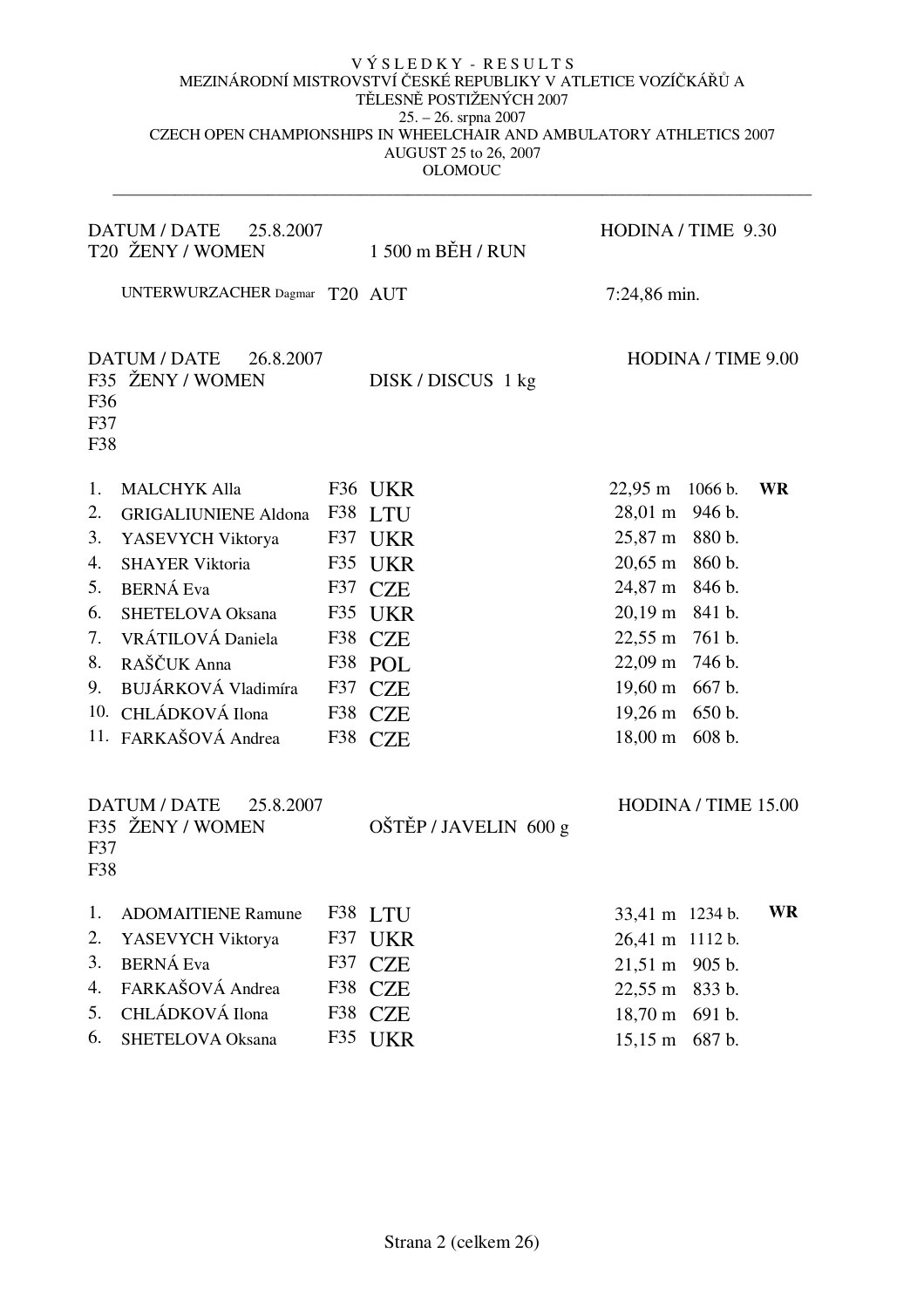V Ý S L E D K Y - R E S U L T S
MEZINÁRODNÍ MISTROVSTVÍ ČESKÉ REPUBLIKY V ATLETICE VOZÍČKÁŘŮ A TĚLESNĚ POSTIŽENÝCH 2007
25. – 26. srpna 2007
CZECH OPEN CHAMPIONSHIPS IN WHEELCHAIR AND AMBULATORY ATHLETICS 2007
AUGUST 25 to 26, 2007
OLOMOUC

---

DATUM / DATE 25.8.2007 — HODINA / TIME 9.30
T20 ŽENY / WOMEN — 1 500 m BĚH / RUN

| Name | Class | Country | Result |
|---|---|---|---|
| UNTERWURZACHER Dagmar | T20 | AUT | 7:24,86 min. |

DATUM / DATE 26.8.2007 — HODINA / TIME 9.00
F35 F36 F37 F38 ŽENY / WOMEN — DISK / DISCUS 1 kg

| Pos. | Name | Class | Country | Result | Points | |
|---|---|---|---|---|---|---|
| 1. | MALCHYK Alla | F36 | UKR | 22,95 m | 1066 b. | WR |
| 2. | GRIGALIUNIENE Aldona | F38 | LTU | 28,01 m | 946 b. | |
| 3. | YASEVYCH Viktorya | F37 | UKR | 25,87 m | 880 b. | |
| 4. | SHAYER Viktoria | F35 | UKR | 20,65 m | 860 b. | |
| 5. | BERNÁ Eva | F37 | CZE | 24,87 m | 846 b. | |
| 6. | SHETELOVA Oksana | F35 | UKR | 20,19 m | 841 b. | |
| 7. | VRÁTILOVÁ Daniela | F38 | CZE | 22,55 m | 761 b. | |
| 8. | RAŠČUK Anna | F38 | POL | 22,09 m | 746 b. | |
| 9. | BUJÁRKOVÁ Vladimíra | F37 | CZE | 19,60 m | 667 b. | |
| 10. | CHLÁDKOVÁ Ilona | F38 | CZE | 19,26 m | 650 b. | |
| 11. | FARKAŠOVÁ Andrea | F38 | CZE | 18,00 m | 608 b. | |

DATUM / DATE 25.8.2007 — HODINA / TIME 15.00
F35 F37 F38 ŽENY / WOMEN — OŠTĚP / JAVELIN 600 g

| Pos. | Name | Class | Country | Result | Points | |
|---|---|---|---|---|---|---|
| 1. | ADOMAITIENE Ramune | F38 | LTU | 33,41 m | 1234 b. | WR |
| 2. | YASEVYCH Viktorya | F37 | UKR | 26,41 m | 1112 b. | |
| 3. | BERNÁ Eva | F37 | CZE | 21,51 m | 905 b. | |
| 4. | FARKAŠOVÁ Andrea | F38 | CZE | 22,55 m | 833 b. | |
| 5. | CHLÁDKOVÁ Ilona | F38 | CZE | 18,70 m | 691 b. | |
| 6. | SHETELOVA Oksana | F35 | UKR | 15,15 m | 687 b. | |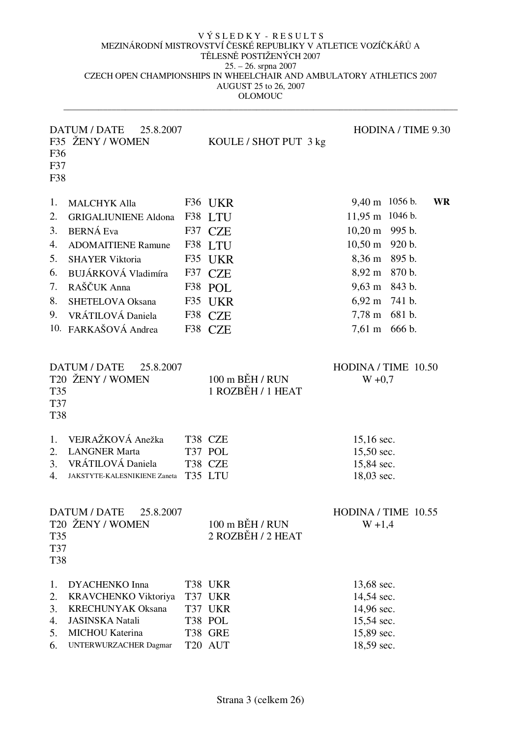VÝSLEDKY - RESULTS
MEZINÁRODNÍ MISTROVSTVÍ ČESKÉ REPUBLIKY V ATLETICE VOZÍČKÁŘŮ A TĚLESNĚ POSTIŽENÝCH 2007
25. – 26. srpna 2007
CZECH OPEN CHAMPIONSHIPS IN WHEELCHAIR AND AMBULATORY ATHLETICS 2007
AUGUST 25 to 26, 2007
OLOMOUC

---

DATUM / DATE 25.8.2007 — HODINA / TIME 9.30

F35 ŽENY / WOMEN — KOULE / SHOT PUT 3 kg
F36
F37
F38

| | Name | Class | Country | Result | Points | |
|---|---|---|---|---|---|---|
| 1. | MALCHYK Alla | F36 | UKR | 9,40 m | 1056 b. | WR |
| 2. | GRIGALIUNIENE Aldona | F38 | LTU | 11,95 m | 1046 b. | |
| 3. | BERNÁ Eva | F37 | CZE | 10,20 m | 995 b. | |
| 4. | ADOMAITIENE Ramune | F38 | LTU | 10,50 m | 920 b. | |
| 5. | SHAYER Viktoria | F35 | UKR | 8,36 m | 895 b. | |
| 6. | BUJÁRKOVÁ Vladimíra | F37 | CZE | 8,92 m | 870 b. | |
| 7. | RAŠČUK Anna | F38 | POL | 9,63 m | 843 b. | |
| 8. | SHETELOVA Oksana | F35 | UKR | 6,92 m | 741 b. | |
| 9. | VRÁTILOVÁ Daniela | F38 | CZE | 7,78 m | 681 b. | |
| 10. | FARKAŠOVÁ Andrea | F38 | CZE | 7,61 m | 666 b. | |

DATUM / DATE 25.8.2007 — HODINA / TIME 10.50

T20 ŽENY / WOMEN — 100 m BĚH / RUN — W +0,7
T35 — 1 ROZBĚH / 1 HEAT
T37
T38

| | Name | Class | Country | Result |
|---|---|---|---|---|
| 1. | VEJRAŽKOVÁ Anežka | T38 | CZE | 15,16 sec. |
| 2. | LANGNER Marta | T37 | POL | 15,50 sec. |
| 3. | VRÁTILOVÁ Daniela | T38 | CZE | 15,84 sec. |
| 4. | JAKSTYTE-KALESNIKIENE Zaneta | T35 | LTU | 18,03 sec. |

DATUM / DATE 25.8.2007 — HODINA / TIME 10.55

T20 ŽENY / WOMEN — 100 m BĚH / RUN — W +1,4
T35 — 2 ROZBĚH / 2 HEAT
T37
T38

| | Name | Class | Country | Result |
|---|---|---|---|---|
| 1. | DYACHENKO Inna | T38 | UKR | 13,68 sec. |
| 2. | KRAVCHENKO Viktoriya | T37 | UKR | 14,54 sec. |
| 3. | KRECHUNYAK Oksana | T37 | UKR | 14,96 sec. |
| 4. | JASINSKA Natali | T38 | POL | 15,54 sec. |
| 5. | MICHOU Katerina | T38 | GRE | 15,89 sec. |
| 6. | UNTERWURZACHER Dagmar | T20 | AUT | 18,59 sec. |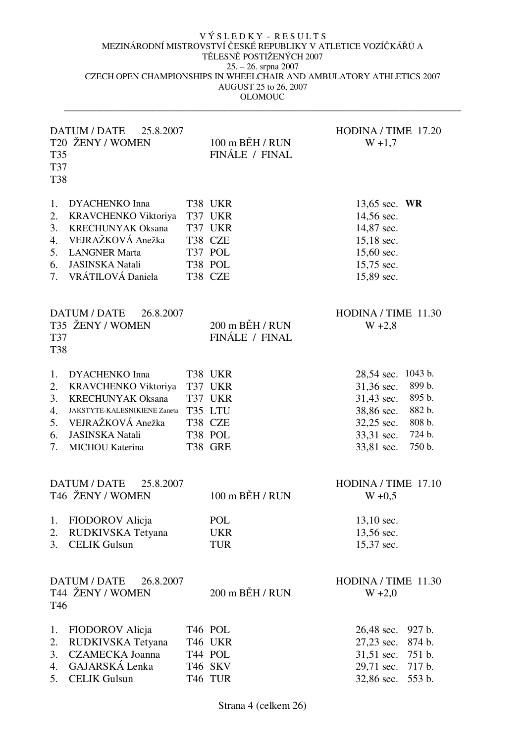VÝSLEDKY - RESULTS

MEZINÁRODNÍ MISTROVSTVÍ ČESKÉ REPUBLIKY V ATLETICE VOZÍČKÁŘŮ A TĚLESNĚ POSTIŽENÝCH 2007

25. – 26. srpna 2007

CZECH OPEN CHAMPIONSHIPS IN WHEELCHAIR AND AMBULATORY ATHLETICS 2007

AUGUST 25 to 26, 2007

OLOMOUC

---

DATUM / DATE 25.8.2007 — HODINA / TIME 17.20

T20 ŽENY / WOMEN, T35, T37, T38 — 100 m BĚH / RUN — FINÁLE / FINAL — W +1,7

| | Name | Class | Country | Result |
|---|---|---|---|---|
| 1. | DYACHENKO Inna | T38 | UKR | 13,65 sec. **WR** |
| 2. | KRAVCHENKO Viktoriya | T37 | UKR | 14,56 sec. |
| 3. | KRECHUNYAK Oksana | T37 | UKR | 14,87 sec. |
| 4. | VEJRAŽKOVÁ Anežka | T38 | CZE | 15,18 sec. |
| 5. | LANGNER Marta | T37 | POL | 15,60 sec. |
| 6. | JASINSKA Natali | T38 | POL | 15,75 sec. |
| 7. | VRÁTILOVÁ Daniela | T38 | CZE | 15,89 sec. |

DATUM / DATE 26.8.2007 — HODINA / TIME 11.30

T35 ŽENY / WOMEN, T37, T38 — 200 m BĚH / RUN — FINÁLE / FINAL — W +2,8

| | Name | Class | Country | Result | Points |
|---|---|---|---|---|---|
| 1. | DYACHENKO Inna | T38 | UKR | 28,54 sec. | 1043 b. |
| 2. | KRAVCHENKO Viktoriya | T37 | UKR | 31,36 sec. | 899 b. |
| 3. | KRECHUNYAK Oksana | T37 | UKR | 31,43 sec. | 895 b. |
| 4. | JAKSTYTE-KALESNIKIENE Zaneta | T35 | LTU | 38,86 sec. | 882 b. |
| 5. | VEJRAŽKOVÁ Anežka | T38 | CZE | 32,25 sec. | 808 b. |
| 6. | JASINSKA Natali | T38 | POL | 33,31 sec. | 724 b. |
| 7. | MICHOU Katerina | T38 | GRE | 33,81 sec. | 750 b. |

DATUM / DATE 25.8.2007 — HODINA / TIME 17.10

T46 ŽENY / WOMEN — 100 m BĚH / RUN — W +0,5

| | Name | Country | Result |
|---|---|---|---|
| 1. | FIODOROV Alicja | POL | 13,10 sec. |
| 2. | RUDKIVSKA Tetyana | UKR | 13,56 sec. |
| 3. | CELIK Gulsun | TUR | 15,37 sec. |

DATUM / DATE 26.8.2007 — HODINA / TIME 11.30

T44 ŽENY / WOMEN, T46 — 200 m BĚH / RUN — W +2,0

| | Name | Class | Country | Result | Points |
|---|---|---|---|---|---|
| 1. | FIODOROV Alicja | T46 | POL | 26,48 sec. | 927 b. |
| 2. | RUDKIVSKA Tetyana | T46 | UKR | 27,23 sec. | 874 b. |
| 3. | CZAMECKA Joanna | T44 | POL | 31,51 sec. | 751 b. |
| 4. | GAJARSKÁ Lenka | T46 | SKV | 29,71 sec. | 717 b. |
| 5. | CELIK Gulsun | T46 | TUR | 32,86 sec. | 553 b. |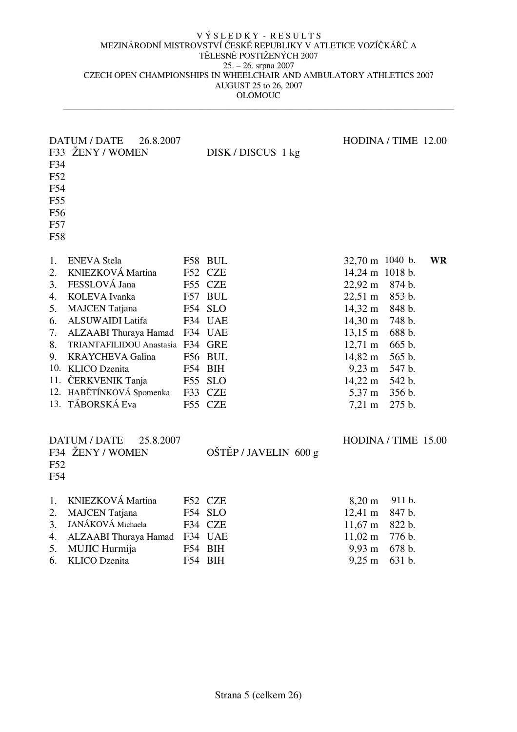VÝSLEDKY - RESULTS
MEZINÁRODNÍ MISTROVSTVÍ ČESKÉ REPUBLIKY V ATLETICE VOZÍČKÁŘŮ A TĚLESNĚ POSTIŽENÝCH 2007
25. – 26. srpna 2007
CZECH OPEN CHAMPIONSHIPS IN WHEELCHAIR AND AMBULATORY ATHLETICS 2007
AUGUST 25 to 26, 2007
OLOMOUC

---

DATUM / DATE 26.8.2007 — HODINA / TIME 12.00

F33 ŽENY / WOMEN — DISK / DISCUS 1 kg
F34
F52
F54
F55
F56
F57
F58

| | Name | Class | Country | Result | Points | |
|---|---|---|---|---|---|---|
| 1. | ENEVA Stela | F58 | BUL | 32,70 m | 1040 b. | WR |
| 2. | KNIEZKOVÁ Martina | F52 | CZE | 14,24 m | 1018 b. | |
| 3. | FESSLOVÁ Jana | F55 | CZE | 22,92 m | 874 b. | |
| 4. | KOLEVA Ivanka | F57 | BUL | 22,51 m | 853 b. | |
| 5. | MAJCEN Tatjana | F54 | SLO | 14,32 m | 848 b. | |
| 6. | ALSUWAIDI Latifa | F34 | UAE | 14,30 m | 748 b. | |
| 7. | ALZAABI Thuraya Hamad | F34 | UAE | 13,15 m | 688 b. | |
| 8. | TRIANTAFILIDOU Anastasia | F34 | GRE | 12,71 m | 665 b. | |
| 9. | KRAYCHEVA Galina | F56 | BUL | 14,82 m | 565 b. | |
| 10. | KLICO Dzenita | F54 | BIH | 9,23 m | 547 b. | |
| 11. | ČERKVENIK Tanja | F55 | SLO | 14,22 m | 542 b. | |
| 12. | HABĚTÍNKOVÁ Spomenka | F33 | CZE | 5,37 m | 356 b. | |
| 13. | TÁBORSKÁ Eva | F55 | CZE | 7,21 m | 275 b. | |

DATUM / DATE 25.8.2007 — HODINA / TIME 15.00

F34 ŽENY / WOMEN — OŠTĚP / JAVELIN 600 g
F52
F54

| | Name | Class | Country | Result | Points |
|---|---|---|---|---|---|
| 1. | KNIEZKOVÁ Martina | F52 | CZE | 8,20 m | 911 b. |
| 2. | MAJCEN Tatjana | F54 | SLO | 12,41 m | 847 b. |
| 3. | JANÁKOVÁ Michaela | F34 | CZE | 11,67 m | 822 b. |
| 4. | ALZAABI Thuraya Hamad | F34 | UAE | 11,02 m | 776 b. |
| 5. | MUJIC Hurmija | F54 | BIH | 9,93 m | 678 b. |
| 6. | KLICO Dzenita | F54 | BIH | 9,25 m | 631 b. |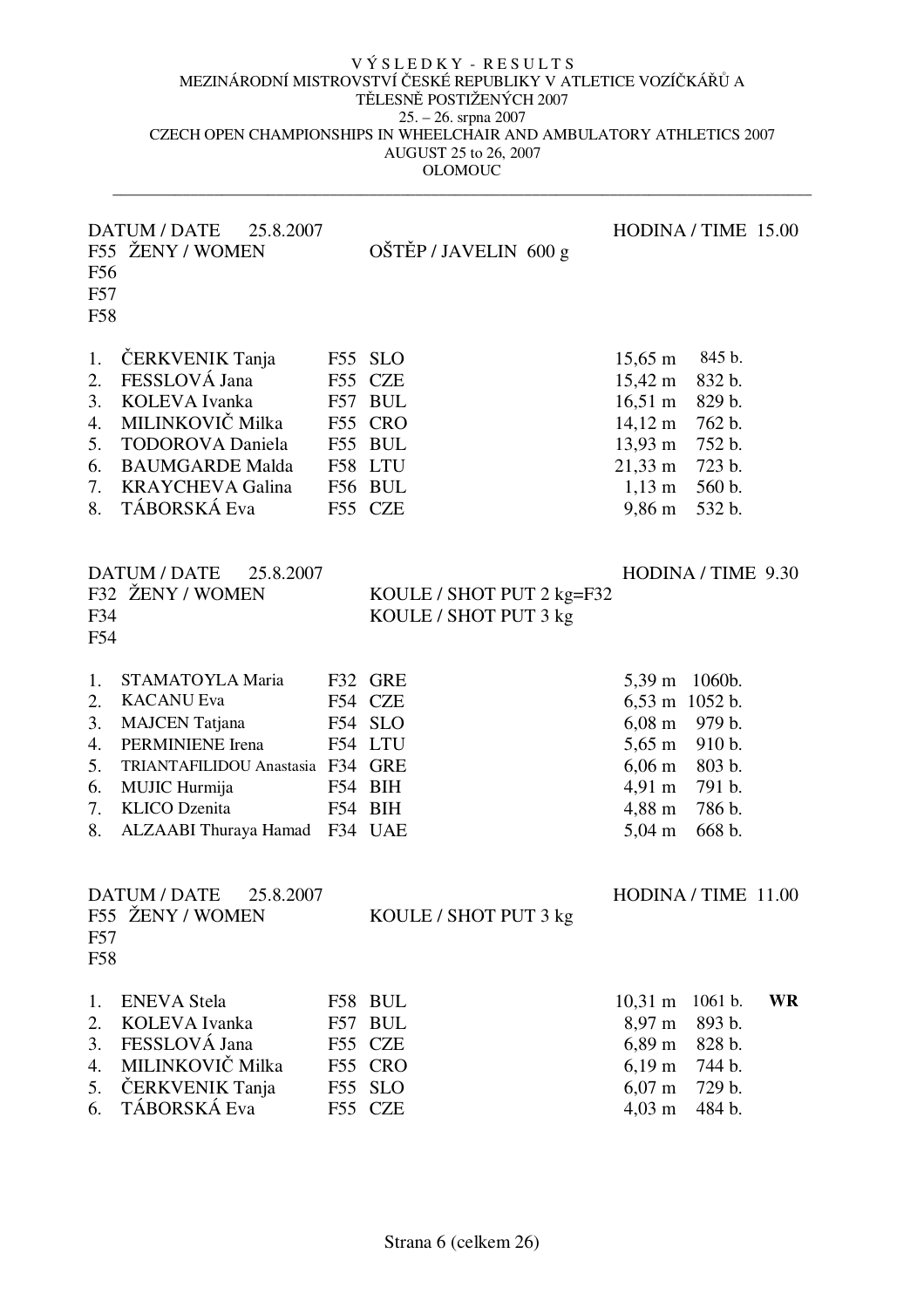# VÝSLEDKY - RESULTS

MEZINÁRODNÍ MISTROVSTVÍ ČESKÉ REPUBLIKY V ATLETICE VOZÍČKÁŘŮ A TĚLESNĚ POSTIŽENÝCH 2007

25. – 26. srpna 2007

CZECH OPEN CHAMPIONSHIPS IN WHEELCHAIR AND AMBULATORY ATHLETICS 2007

AUGUST 25 to 26, 2007

OLOMOUC

---

DATUM / DATE 25.8.2007 — HODINA / TIME 15.00

F55 ŽENY / WOMEN — OŠTĚP / JAVELIN 600 g

F56

F57

F58

| | | | | | |
|---|---|---|---|---|---|
| 1. | ČERKVENIK Tanja | F55 | SLO | 15,65 m | 845 b. |
| 2. | FESSLOVÁ Jana | F55 | CZE | 15,42 m | 832 b. |
| 3. | KOLEVA Ivanka | F57 | BUL | 16,51 m | 829 b. |
| 4. | MILINKOVIČ Milka | F55 | CRO | 14,12 m | 762 b. |
| 5. | TODOROVA Daniela | F55 | BUL | 13,93 m | 752 b. |
| 6. | BAUMGARDE Malda | F58 | LTU | 21,33 m | 723 b. |
| 7. | KRAYCHEVA Galina | F56 | BUL | 1,13 m | 560 b. |
| 8. | TÁBORSKÁ Eva | F55 | CZE | 9,86 m | 532 b. |

DATUM / DATE 25.8.2007 — HODINA / TIME 9.30

F32 ŽENY / WOMEN — KOULE / SHOT PUT 2 kg=F32

F34 — KOULE / SHOT PUT 3 kg

F54

| | | | | | |
|---|---|---|---|---|---|
| 1. | STAMATOYLA Maria | F32 | GRE | 5,39 m | 1060b. |
| 2. | KACANU Eva | F54 | CZE | 6,53 m | 1052 b. |
| 3. | MAJCEN Tatjana | F54 | SLO | 6,08 m | 979 b. |
| 4. | PERMINIENE Irena | F54 | LTU | 5,65 m | 910 b. |
| 5. | TRIANTAFILIDOU Anastasia | F34 | GRE | 6,06 m | 803 b. |
| 6. | MUJIC Hurmija | F54 | BIH | 4,91 m | 791 b. |
| 7. | KLICO Dzenita | F54 | BIH | 4,88 m | 786 b. |
| 8. | ALZAABI Thuraya Hamad | F34 | UAE | 5,04 m | 668 b. |

DATUM / DATE 25.8.2007 — HODINA / TIME 11.00

F55 ŽENY / WOMEN — KOULE / SHOT PUT 3 kg

F57

F58

| | | | | | | |
|---|---|---|---|---|---|---|
| 1. | ENEVA Stela | F58 | BUL | 10,31 m | 1061 b. | **WR** |
| 2. | KOLEVA Ivanka | F57 | BUL | 8,97 m | 893 b. | |
| 3. | FESSLOVÁ Jana | F55 | CZE | 6,89 m | 828 b. | |
| 4. | MILINKOVIČ Milka | F55 | CRO | 6,19 m | 744 b. | |
| 5. | ČERKVENIK Tanja | F55 | SLO | 6,07 m | 729 b. | |
| 6. | TÁBORSKÁ Eva | F55 | CZE | 4,03 m | 484 b. | |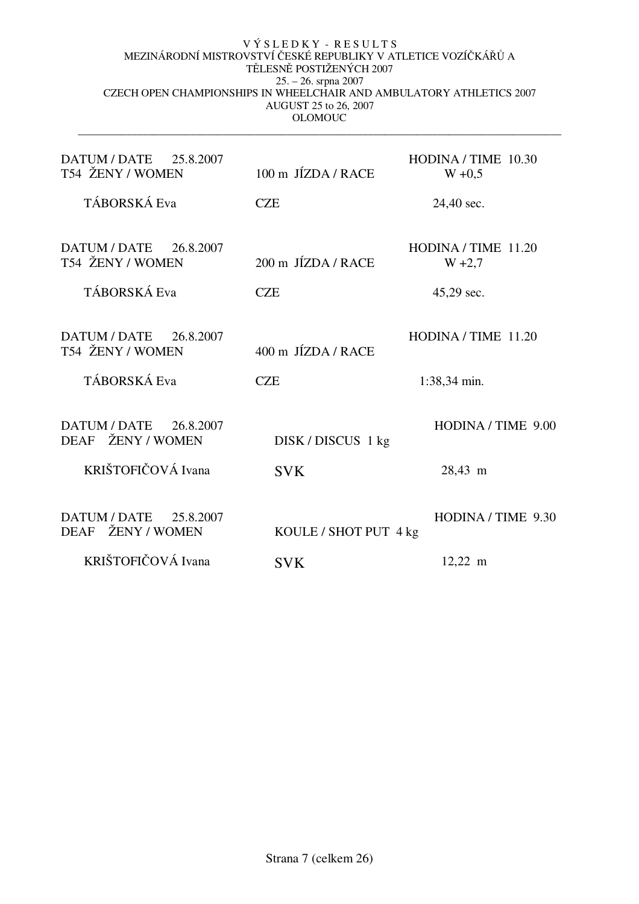V Ý S L E D K Y - R E S U L T S
MEZINÁRODNÍ MISTROVSTVÍ ČESKÉ REPUBLIKY V ATLETICE VOZÍČKÁŘŮ A TĚLESNĚ POSTIŽENÝCH 2007
25. – 26. srpna 2007
CZECH OPEN CHAMPIONSHIPS IN WHEELCHAIR AND AMBULATORY ATHLETICS 2007
AUGUST 25 to 26, 2007
OLOMOUC

---

DATUM / DATE 25.8.2007 — HODINA / TIME 10.30
T54 ŽENY / WOMEN — 100 m JÍZDA / RACE — W +0,5

| | | |
|---|---|---|
| TÁBORSKÁ Eva | CZE | 24,40 sec. |

DATUM / DATE 26.8.2007 — HODINA / TIME 11.20
T54 ŽENY / WOMEN — 200 m JÍZDA / RACE — W +2,7

| | | |
|---|---|---|
| TÁBORSKÁ Eva | CZE | 45,29 sec. |

DATUM / DATE 26.8.2007 — HODINA / TIME 11.20
T54 ŽENY / WOMEN — 400 m JÍZDA / RACE

| | | |
|---|---|---|
| TÁBORSKÁ Eva | CZE | 1:38,34 min. |

DATUM / DATE 26.8.2007 — HODINA / TIME 9.00
DEAF ŽENY / WOMEN — DISK / DISCUS 1 kg

| | | |
|---|---|---|
| KRIŠTOFIČOVÁ Ivana | SVK | 28,43 m |

DATUM / DATE 25.8.2007 — HODINA / TIME 9.30
DEAF ŽENY / WOMEN — KOULE / SHOT PUT 4 kg

| | | |
|---|---|---|
| KRIŠTOFIČOVÁ Ivana | SVK | 12,22 m |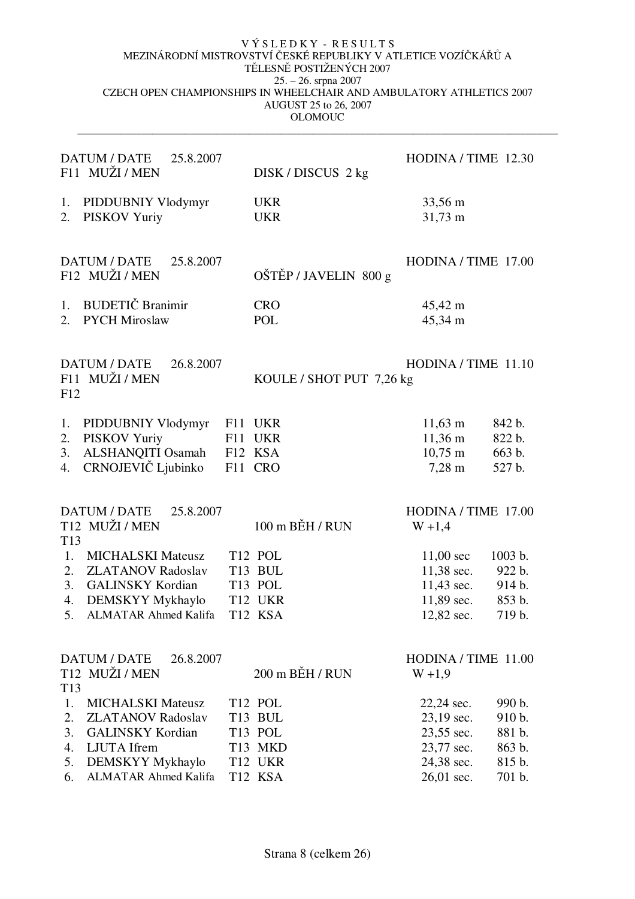VÝSLEDKY - RESULTS
MEZINÁRODNÍ MISTROVSTVÍ ČESKÉ REPUBLIKY V ATLETICE VOZÍČKÁŘŮ A TĚLESNĚ POSTIŽENÝCH 2007
25. – 26. srpna 2007
CZECH OPEN CHAMPIONSHIPS IN WHEELCHAIR AND AMBULATORY ATHLETICS 2007
AUGUST 25 to 26, 2007
OLOMOUC

---

DATUM / DATE 25.8.2007 — HODINA / TIME 12.30
F11 MUŽI / MEN — DISK / DISCUS 2 kg

| | Name | Country | Result |
|---|---|---|---|
| 1. | PIDDUBNIY Vlodymyr | UKR | 33,56 m |
| 2. | PISKOV Yuriy | UKR | 31,73 m |

DATUM / DATE 25.8.2007 — HODINA / TIME 17.00
F12 MUŽI / MEN — OŠTĚP / JAVELIN 800 g

| | Name | Country | Result |
|---|---|---|---|
| 1. | BUDETIČ Branimir | CRO | 45,42 m |
| 2. | PYCH Miroslaw | POL | 45,34 m |

DATUM / DATE 26.8.2007 — HODINA / TIME 11.10
F11 F12 MUŽI / MEN — KOULE / SHOT PUT 7,26 kg

| | Name | Class | Country | Result | Points |
|---|---|---|---|---|---|
| 1. | PIDDUBNIY Vlodymyr | F11 | UKR | 11,63 m | 842 b. |
| 2. | PISKOV Yuriy | F11 | UKR | 11,36 m | 822 b. |
| 3. | ALSHANQITI Osamah | F12 | KSA | 10,75 m | 663 b. |
| 4. | CRNOJEVIČ Ljubinko | F11 | CRO | 7,28 m | 527 b. |

DATUM / DATE 25.8.2007 — HODINA / TIME 17.00
T12 T13 MUŽI / MEN — 100 m BĚH / RUN — W +1,4

| | Name | Class | Country | Result | Points |
|---|---|---|---|---|---|
| 1. | MICHALSKI Mateusz | T12 | POL | 11,00 sec | 1003 b. |
| 2. | ZLATANOV Radoslav | T13 | BUL | 11,38 sec. | 922 b. |
| 3. | GALINSKY Kordian | T13 | POL | 11,43 sec. | 914 b. |
| 4. | DEMSKYY Mykhaylo | T12 | UKR | 11,89 sec. | 853 b. |
| 5. | ALMATAR Ahmed Kalifa | T12 | KSA | 12,82 sec. | 719 b. |

DATUM / DATE 26.8.2007 — HODINA / TIME 11.00
T12 T13 MUŽI / MEN — 200 m BĚH / RUN — W +1,9

| | Name | Class | Country | Result | Points |
|---|---|---|---|---|---|
| 1. | MICHALSKI Mateusz | T12 | POL | 22,24 sec. | 990 b. |
| 2. | ZLATANOV Radoslav | T13 | BUL | 23,19 sec. | 910 b. |
| 3. | GALINSKY Kordian | T13 | POL | 23,55 sec. | 881 b. |
| 4. | LJUTA Ifrem | T13 | MKD | 23,77 sec. | 863 b. |
| 5. | DEMSKYY Mykhaylo | T12 | UKR | 24,38 sec. | 815 b. |
| 6. | ALMATAR Ahmed Kalifa | T12 | KSA | 26,01 sec. | 701 b. |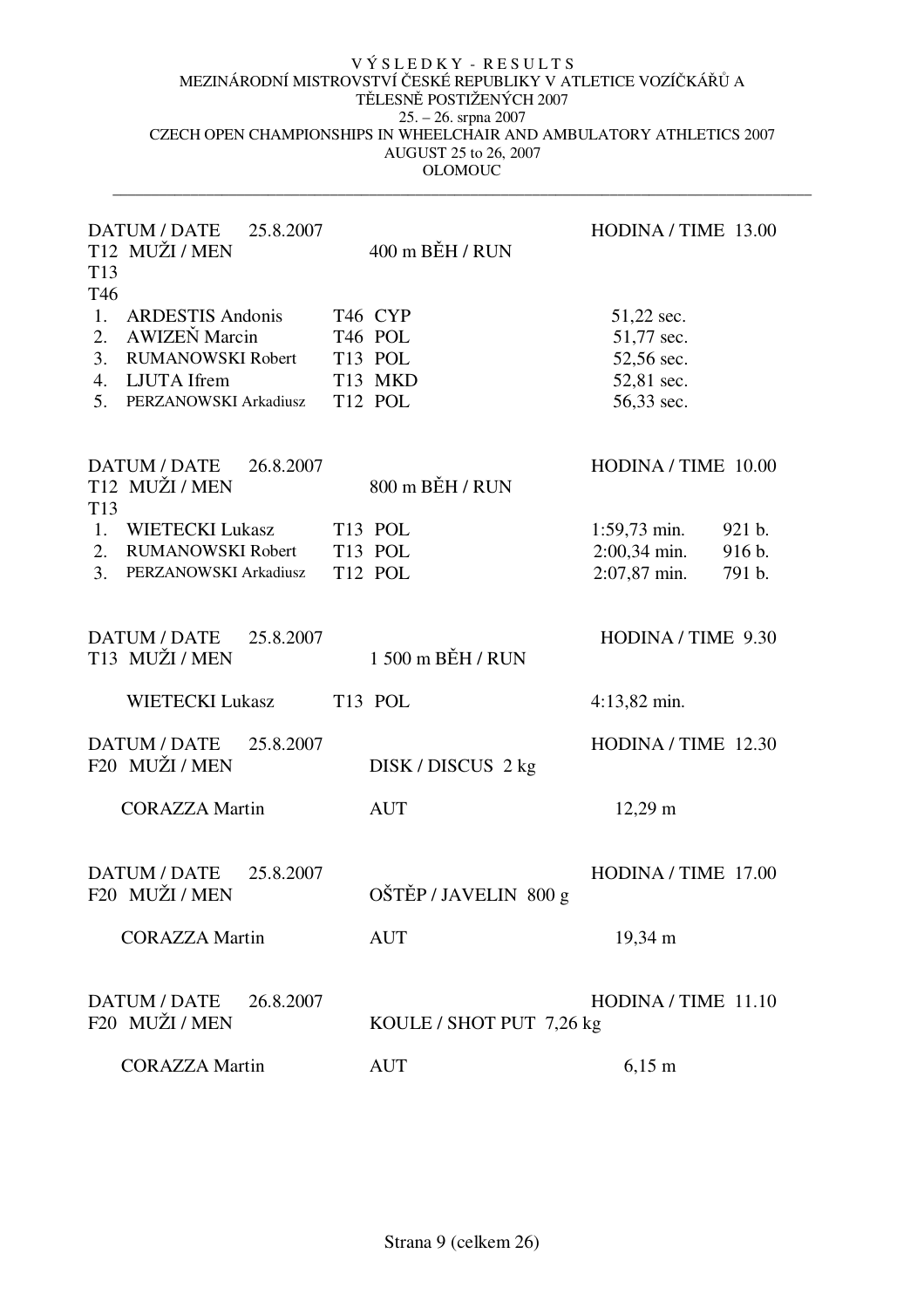VÝSLEDKY - RESULTS
MEZINÁRODNÍ MISTROVSTVÍ ČESKÉ REPUBLIKY V ATLETICE VOZÍČKÁŘŮ A TĚLESNĚ POSTIŽENÝCH 2007
25. – 26. srpna 2007
CZECH OPEN CHAMPIONSHIPS IN WHEELCHAIR AND AMBULATORY ATHLETICS 2007
AUGUST 25 to 26, 2007
OLOMOUC

---

DATUM / DATE 25.8.2007 — HODINA / TIME 13.00

T12 MUŽI / MEN
T13
T46

400 m BĚH / RUN

| | Name | Class | Country | Result |
|---|---|---|---|---|
| 1. | ARDESTIS Andonis | T46 | CYP | 51,22 sec. |
| 2. | AWIZEŇ Marcin | T46 | POL | 51,77 sec. |
| 3. | RUMANOWSKI Robert | T13 | POL | 52,56 sec. |
| 4. | LJUTA Ifrem | T13 | MKD | 52,81 sec. |
| 5. | PERZANOWSKI Arkadiusz | T12 | POL | 56,33 sec. |

DATUM / DATE 26.8.2007 — HODINA / TIME 10.00

T12 MUŽI / MEN
T13

800 m BĚH / RUN

| | Name | Class | Country | Result | Points |
|---|---|---|---|---|---|
| 1. | WIETECKI Lukasz | T13 | POL | 1:59,73 min. | 921 b. |
| 2. | RUMANOWSKI Robert | T13 | POL | 2:00,34 min. | 916 b. |
| 3. | PERZANOWSKI Arkadiusz | T12 | POL | 2:07,87 min. | 791 b. |

DATUM / DATE 25.8.2007 — HODINA / TIME 9.30

T13 MUŽI / MEN

1 500 m BĚH / RUN

| Name | Class | Country | Result |
|---|---|---|---|
| WIETECKI Lukasz | T13 | POL | 4:13,82 min. |

DATUM / DATE 25.8.2007 — HODINA / TIME 12.30

F20 MUŽI / MEN

DISK / DISCUS 2 kg

| Name | Country | Result |
|---|---|---|
| CORAZZA Martin | AUT | 12,29 m |

DATUM / DATE 25.8.2007 — HODINA / TIME 17.00

F20 MUŽI / MEN

OŠTĚP / JAVELIN 800 g

| Name | Country | Result |
|---|---|---|
| CORAZZA Martin | AUT | 19,34 m |

DATUM / DATE 26.8.2007 — HODINA / TIME 11.10

F20 MUŽI / MEN

KOULE / SHOT PUT 7,26 kg

| Name | Country | Result |
|---|---|---|
| CORAZZA Martin | AUT | 6,15 m |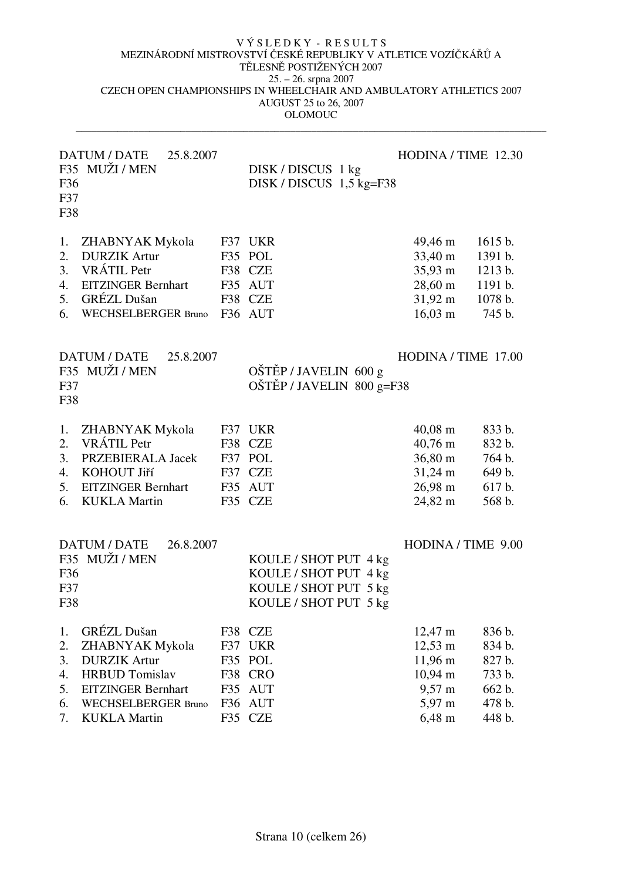VÝSLEDKY - RESULTS

MEZINÁRODNÍ MISTROVSTVÍ ČESKÉ REPUBLIKY V ATLETICE VOZÍČKÁŘŮ A TĚLESNĚ POSTIŽENÝCH 2007

25. – 26. srpna 2007

CZECH OPEN CHAMPIONSHIPS IN WHEELCHAIR AND AMBULATORY ATHLETICS 2007

AUGUST 25 to 26, 2007

OLOMOUC

---

DATUM / DATE 25.8.2007 — HODINA / TIME 12.30

F35 MUŽI / MEN — DISK / DISCUS 1 kg
F36 — DISK / DISCUS 1,5 kg=F38
F37
F38

| | | | | | |
|---|---|---|---|---|---|
| 1. | ZHABNYAK Mykola | F37 | UKR | 49,46 m | 1615 b. |
| 2. | DURZIK Artur | F35 | POL | 33,40 m | 1391 b. |
| 3. | VRÁTIL Petr | F38 | CZE | 35,93 m | 1213 b. |
| 4. | EITZINGER Bernhart | F35 | AUT | 28,60 m | 1191 b. |
| 5. | GRÉZL Dušan | F38 | CZE | 31,92 m | 1078 b. |
| 6. | WECHSELBERGER Bruno | F36 | AUT | 16,03 m | 745 b. |

DATUM / DATE 25.8.2007 — HODINA / TIME 17.00

F35 MUŽI / MEN — OŠTĚP / JAVELIN 600 g
F37 — OŠTĚP / JAVELIN 800 g=F38
F38

| | | | | | |
|---|---|---|---|---|---|
| 1. | ZHABNYAK Mykola | F37 | UKR | 40,08 m | 833 b. |
| 2. | VRÁTIL Petr | F38 | CZE | 40,76 m | 832 b. |
| 3. | PRZEBIERALA Jacek | F37 | POL | 36,80 m | 764 b. |
| 4. | KOHOUT Jiří | F37 | CZE | 31,24 m | 649 b. |
| 5. | EITZINGER Bernhart | F35 | AUT | 26,98 m | 617 b. |
| 6. | KUKLA Martin | F35 | CZE | 24,82 m | 568 b. |

DATUM / DATE 26.8.2007 — HODINA / TIME 9.00

F35 MUŽI / MEN — KOULE / SHOT PUT 4 kg
F36 — KOULE / SHOT PUT 4 kg
F37 — KOULE / SHOT PUT 5 kg
F38 — KOULE / SHOT PUT 5 kg

| | | | | | |
|---|---|---|---|---|---|
| 1. | GRÉZL Dušan | F38 | CZE | 12,47 m | 836 b. |
| 2. | ZHABNYAK Mykola | F37 | UKR | 12,53 m | 834 b. |
| 3. | DURZIK Artur | F35 | POL | 11,96 m | 827 b. |
| 4. | HRBUD Tomislav | F38 | CRO | 10,94 m | 733 b. |
| 5. | EITZINGER Bernhart | F35 | AUT | 9,57 m | 662 b. |
| 6. | WECHSELBERGER Bruno | F36 | AUT | 5,97 m | 478 b. |
| 7. | KUKLA Martin | F35 | CZE | 6,48 m | 448 b. |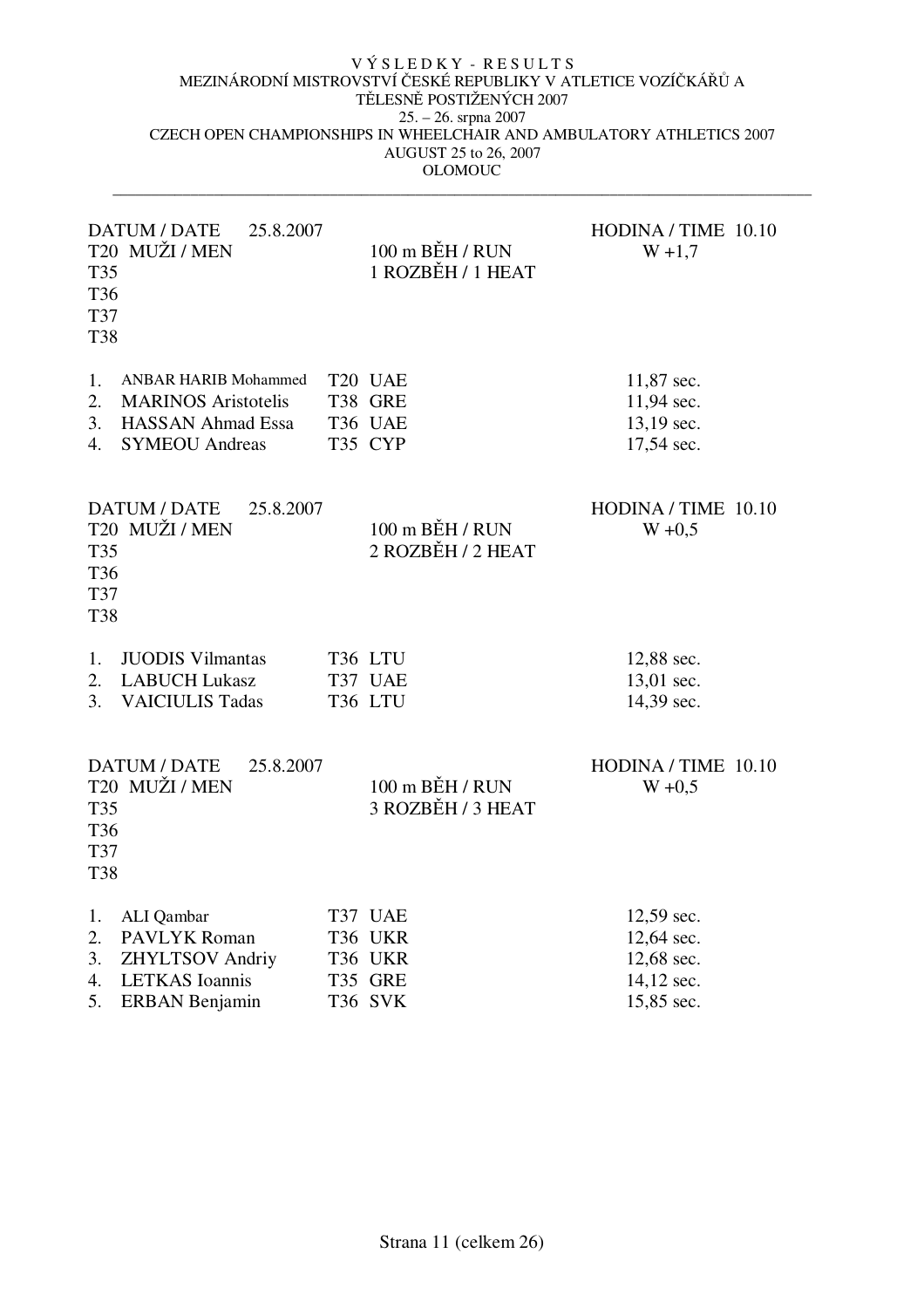V Ý S L E D K Y - R E S U L T S

MEZINÁRODNÍ MISTROVSTVÍ ČESKÉ REPUBLIKY V ATLETICE VOZÍČKÁŘŮ A TĚLESNĚ POSTIŽENÝCH 2007

25. – 26. srpna 2007

CZECH OPEN CHAMPIONSHIPS IN WHEELCHAIR AND AMBULATORY ATHLETICS 2007

AUGUST 25 to 26, 2007

OLOMOUC

---

DATUM / DATE 25.8.2007 | HODINA / TIME 10.10

T20 MUŽI / MEN, T35, T36, T37, T38

100 m BĚH / RUN — 1 ROZBĚH / 1 HEAT — W +1,7

| | Name | Class | Country | Result |
|---|---|---|---|---|
| 1. | ANBAR HARIB Mohammed | T20 | UAE | 11,87 sec. |
| 2. | MARINOS Aristotelis | T38 | GRE | 11,94 sec. |
| 3. | HASSAN Ahmad Essa | T36 | UAE | 13,19 sec. |
| 4. | SYMEOU Andreas | T35 | CYP | 17,54 sec. |

DATUM / DATE 25.8.2007 | HODINA / TIME 10.10

T20 MUŽI / MEN, T35, T36, T37, T38

100 m BĚH / RUN — 2 ROZBĚH / 2 HEAT — W +0,5

| | Name | Class | Country | Result |
|---|---|---|---|---|
| 1. | JUODIS Vilmantas | T36 | LTU | 12,88 sec. |
| 2. | LABUCH Lukasz | T37 | UAE | 13,01 sec. |
| 3. | VAICIULIS Tadas | T36 | LTU | 14,39 sec. |

DATUM / DATE 25.8.2007 | HODINA / TIME 10.10

T20 MUŽI / MEN, T35, T36, T37, T38

100 m BĚH / RUN — 3 ROZBĚH / 3 HEAT — W +0,5

| | Name | Class | Country | Result |
|---|---|---|---|---|
| 1. | ALI Qambar | T37 | UAE | 12,59 sec. |
| 2. | PAVLYK Roman | T36 | UKR | 12,64 sec. |
| 3. | ZHYLTSOV Andriy | T36 | UKR | 12,68 sec. |
| 4. | LETKAS Ioannis | T35 | GRE | 14,12 sec. |
| 5. | ERBAN Benjamin | T36 | SVK | 15,85 sec. |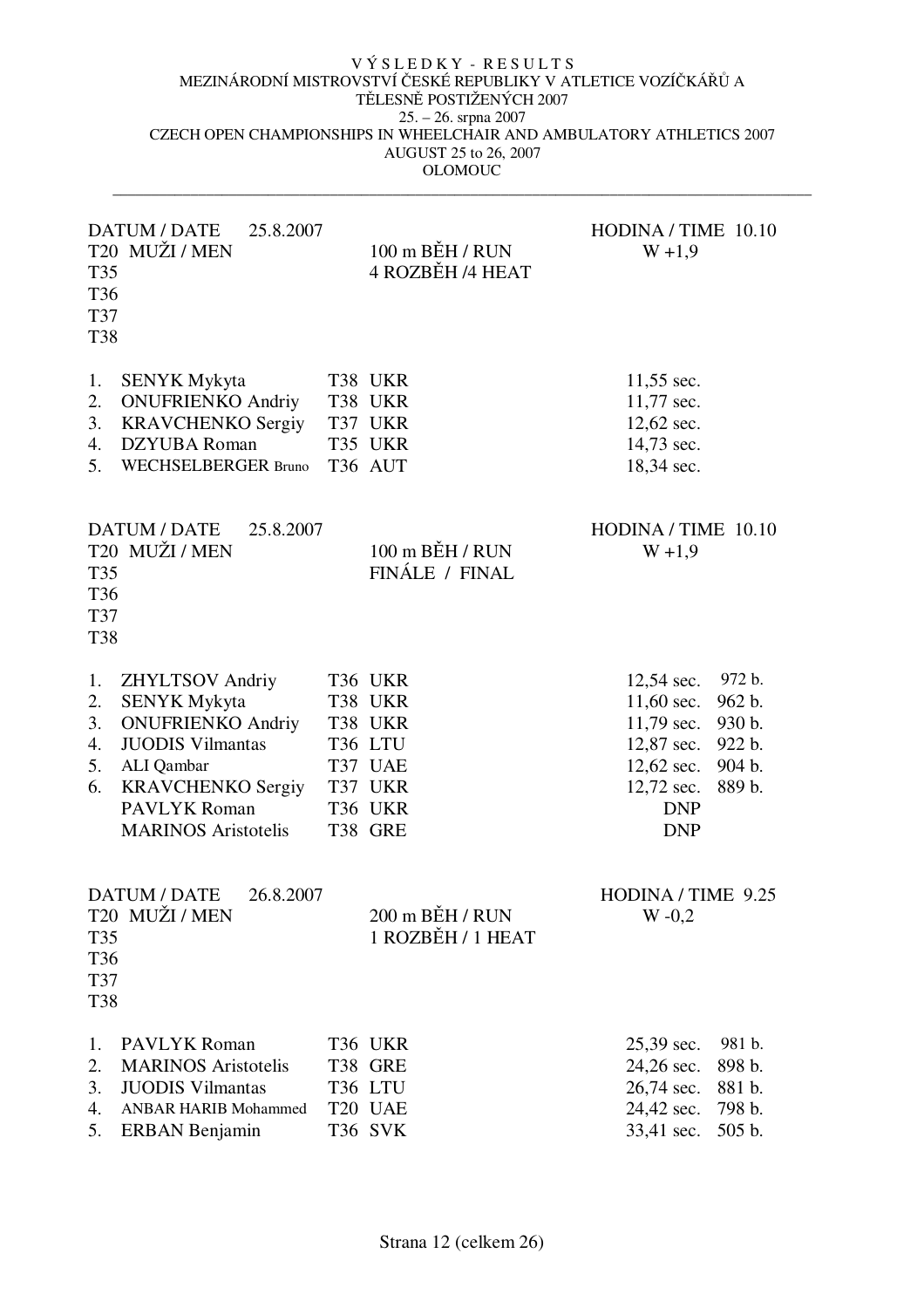VÝSLEDKY - RESULTS

MEZINÁRODNÍ MISTROVSTVÍ ČESKÉ REPUBLIKY V ATLETICE VOZÍČKÁŘŮ A TĚLESNĚ POSTIŽENÝCH 2007

25. – 26. srpna 2007

CZECH OPEN CHAMPIONSHIPS IN WHEELCHAIR AND AMBULATORY ATHLETICS 2007

AUGUST 25 to 26, 2007

OLOMOUC

---

DATUM / DATE 25.8.2007 | HODINA / TIME 10.10

T20 MUŽI / MEN, T35, T36, T37, T38

100 m BĚH / RUN — 4 ROZBĚH /4 HEAT — W +1,9

| | Name | Class | Country | Result |
|---|---|---|---|---|
| 1. | SENYK Mykyta | T38 | UKR | 11,55 sec. |
| 2. | ONUFRIENKO Andriy | T38 | UKR | 11,77 sec. |
| 3. | KRAVCHENKO Sergiy | T37 | UKR | 12,62 sec. |
| 4. | DZYUBA Roman | T35 | UKR | 14,73 sec. |
| 5. | WECHSELBERGER Bruno | T36 | AUT | 18,34 sec. |

DATUM / DATE 25.8.2007 | HODINA / TIME 10.10

T20 MUŽI / MEN, T35, T36, T37, T38

100 m BĚH / RUN — FINÁLE / FINAL — W +1,9

| | Name | Class | Country | Result | Points |
|---|---|---|---|---|---|
| 1. | ZHYLTSOV Andriy | T36 | UKR | 12,54 sec. | 972 b. |
| 2. | SENYK Mykyta | T38 | UKR | 11,60 sec. | 962 b. |
| 3. | ONUFRIENKO Andriy | T38 | UKR | 11,79 sec. | 930 b. |
| 4. | JUODIS Vilmantas | T36 | LTU | 12,87 sec. | 922 b. |
| 5. | ALI Qambar | T37 | UAE | 12,62 sec. | 904 b. |
| 6. | KRAVCHENKO Sergiy | T37 | UKR | 12,72 sec. | 889 b. |
| | PAVLYK Roman | T36 | UKR | DNP | |
| | MARINOS Aristotelis | T38 | GRE | DNP | |

DATUM / DATE 26.8.2007 | HODINA / TIME 9.25

T20 MUŽI / MEN, T35, T36, T37, T38

200 m BĚH / RUN — 1 ROZBĚH / 1 HEAT — W -0,2

| | Name | Class | Country | Result | Points |
|---|---|---|---|---|---|
| 1. | PAVLYK Roman | T36 | UKR | 25,39 sec. | 981 b. |
| 2. | MARINOS Aristotelis | T38 | GRE | 24,26 sec. | 898 b. |
| 3. | JUODIS Vilmantas | T36 | LTU | 26,74 sec. | 881 b. |
| 4. | ANBAR HARIB Mohammed | T20 | UAE | 24,42 sec. | 798 b. |
| 5. | ERBAN Benjamin | T36 | SVK | 33,41 sec. | 505 b. |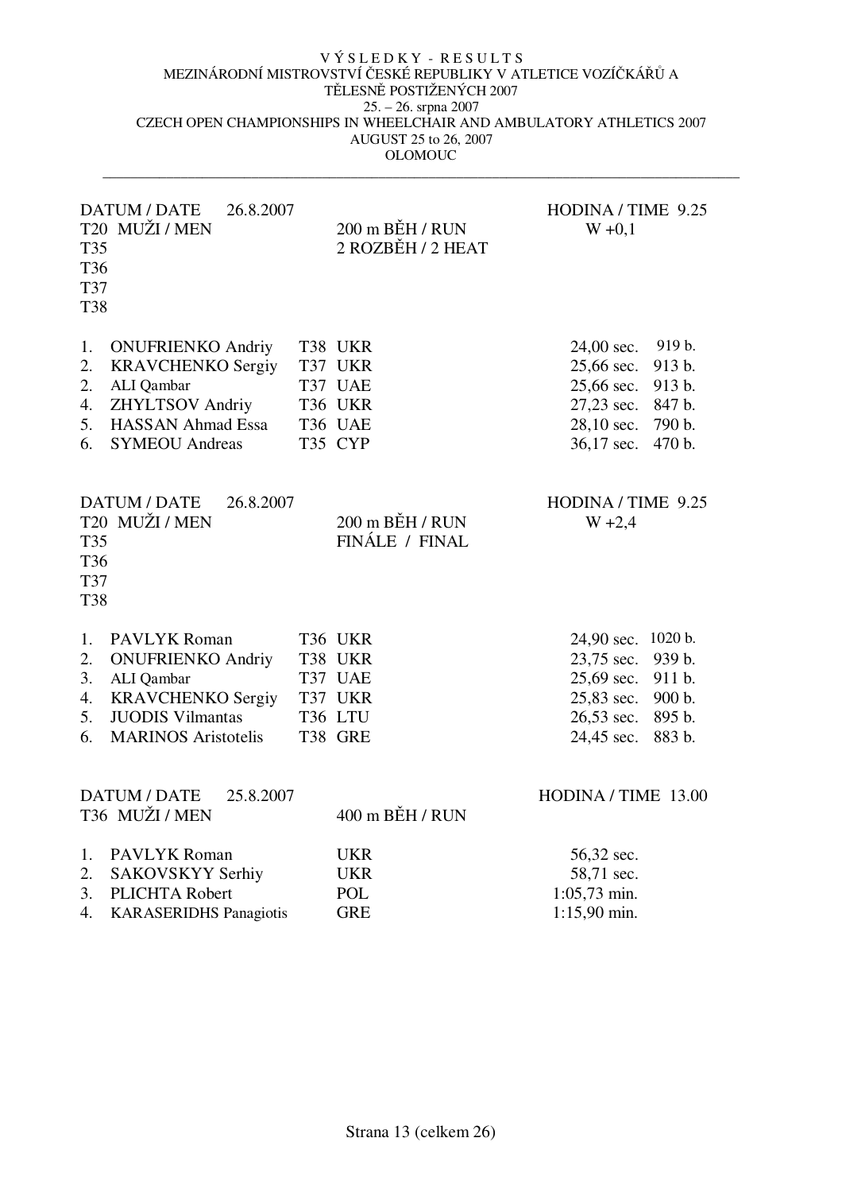VÝSLEDKY - RESULTS

MEZINÁRODNÍ MISTROVSTVÍ ČESKÉ REPUBLIKY V ATLETICE VOZÍČKÁŘŮ A TĚLESNĚ POSTIŽENÝCH 2007

25. – 26. srpna 2007

CZECH OPEN CHAMPIONSHIPS IN WHEELCHAIR AND AMBULATORY ATHLETICS 2007

AUGUST 25 to 26, 2007

OLOMOUC

---

DATUM / DATE 26.8.2007 — HODINA / TIME 9.25

T20 MUŽI / MEN, T35, T36, T37, T38 — 200 m BĚH / RUN — 2 ROZBĚH / 2 HEAT — W +0,1

| | Name | Class | Nat. | Time | Points |
|---|---|---|---|---|---|
| 1. | ONUFRIENKO Andriy | T38 | UKR | 24,00 sec. | 919 b. |
| 2. | KRAVCHENKO Sergiy | T37 | UKR | 25,66 sec. | 913 b. |
| 2. | ALI Qambar | T37 | UAE | 25,66 sec. | 913 b. |
| 4. | ZHYLTSOV Andriy | T36 | UKR | 27,23 sec. | 847 b. |
| 5. | HASSAN Ahmad Essa | T36 | UAE | 28,10 sec. | 790 b. |
| 6. | SYMEOU Andreas | T35 | CYP | 36,17 sec. | 470 b. |

DATUM / DATE 26.8.2007 — HODINA / TIME 9.25

T20 MUŽI / MEN, T35, T36, T37, T38 — 200 m BĚH / RUN — FINÁLE / FINAL — W +2,4

| | Name | Class | Nat. | Time | Points |
|---|---|---|---|---|---|
| 1. | PAVLYK Roman | T36 | UKR | 24,90 sec. | 1020 b. |
| 2. | ONUFRIENKO Andriy | T38 | UKR | 23,75 sec. | 939 b. |
| 3. | ALI Qambar | T37 | UAE | 25,69 sec. | 911 b. |
| 4. | KRAVCHENKO Sergiy | T37 | UKR | 25,83 sec. | 900 b. |
| 5. | JUODIS Vilmantas | T36 | LTU | 26,53 sec. | 895 b. |
| 6. | MARINOS Aristotelis | T38 | GRE | 24,45 sec. | 883 b. |

DATUM / DATE 25.8.2007 — HODINA / TIME 13.00

T36 MUŽI / MEN — 400 m BĚH / RUN

| | Name | Nat. | Time |
|---|---|---|---|
| 1. | PAVLYK Roman | UKR | 56,32 sec. |
| 2. | SAKOVSKYY Serhiy | UKR | 58,71 sec. |
| 3. | PLICHTA Robert | POL | 1:05,73 min. |
| 4. | KARASERIDHS Panagiotis | GRE | 1:15,90 min. |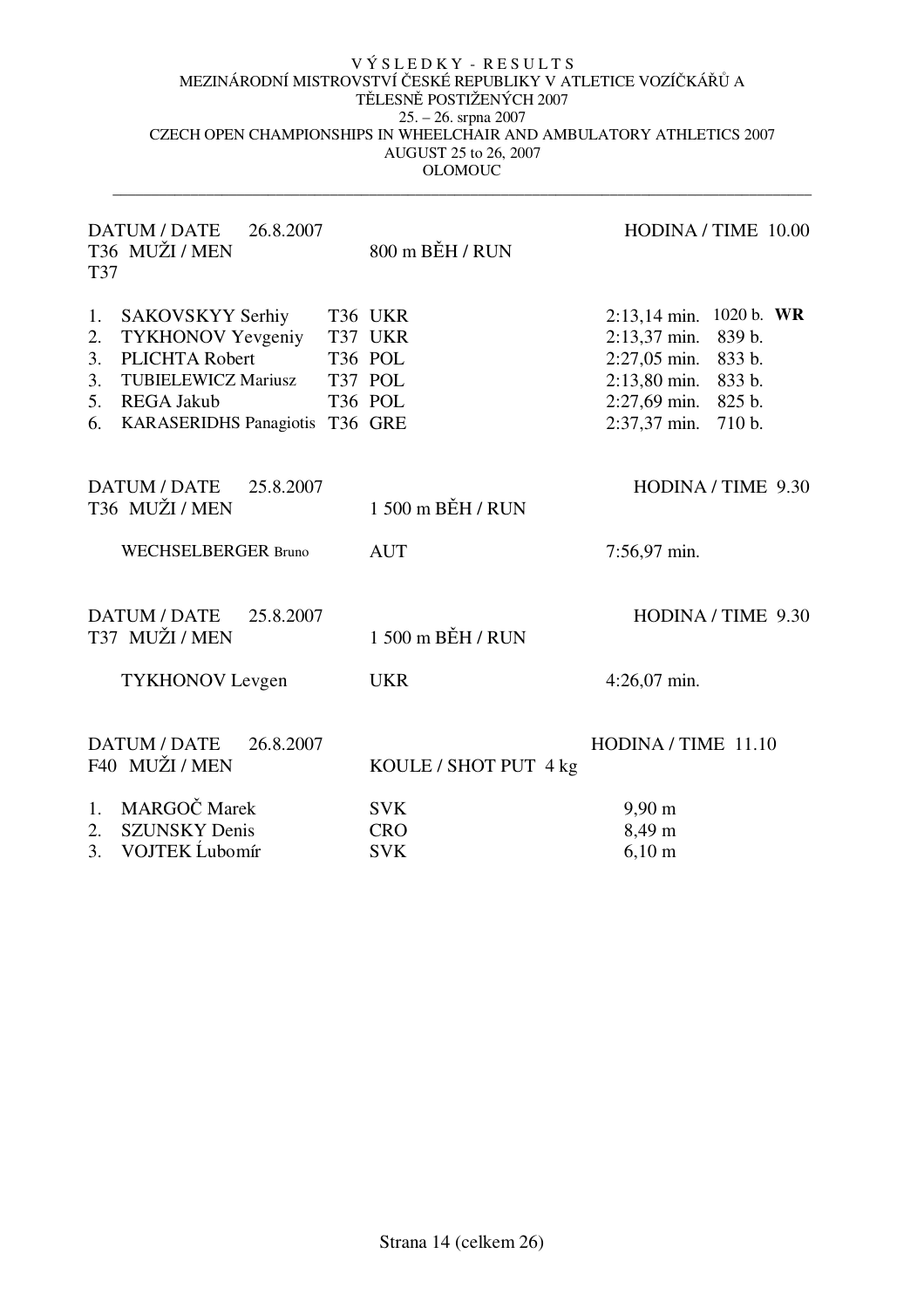V Ý S L E D K Y - R E S U L T S
MEZINÁRODNÍ MISTROVSTVÍ ČESKÉ REPUBLIKY V ATLETICE VOZÍČKÁŘŮ A TĚLESNĚ POSTIŽENÝCH 2007
25. – 26. srpna 2007
CZECH OPEN CHAMPIONSHIPS IN WHEELCHAIR AND AMBULATORY ATHLETICS 2007
AUGUST 25 to 26, 2007
OLOMOUC

---

DATUM / DATE 26.8.2007 — HODINA / TIME 10.00
T36 MUŽI / MEN, T37 — 800 m BĚH / RUN

| | Name | Class | Country | Result | Points | |
|---|---|---|---|---|---|---|
| 1. | SAKOVSKYY Serhiy | T36 | UKR | 2:13,14 min. | 1020 b. | **WR** |
| 2. | TYKHONOV Yevgeniy | T37 | UKR | 2:13,37 min. | 839 b. | |
| 3. | PLICHTA Robert | T36 | POL | 2:27,05 min. | 833 b. | |
| 3. | TUBIELEWICZ Mariusz | T37 | POL | 2:13,80 min. | 833 b. | |
| 5. | REGA Jakub | T36 | POL | 2:27,69 min. | 825 b. | |
| 6. | KARASERIDHS Panagiotis | T36 | GRE | 2:37,37 min. | 710 b. | |

DATUM / DATE 25.8.2007 — HODINA / TIME 9.30
T36 MUŽI / MEN — 1 500 m BĚH / RUN

| Name | Country | Result |
|---|---|---|
| WECHSELBERGER Bruno | AUT | 7:56,97 min. |

DATUM / DATE 25.8.2007 — HODINA / TIME 9.30
T37 MUŽI / MEN — 1 500 m BĚH / RUN

| Name | Country | Result |
|---|---|---|
| TYKHONOV Levgen | UKR | 4:26,07 min. |

DATUM / DATE 26.8.2007 — HODINA / TIME 11.10
F40 MUŽI / MEN — KOULE / SHOT PUT 4 kg

| | Name | Country | Result |
|---|---|---|---|
| 1. | MARGOČ Marek | SVK | 9,90 m |
| 2. | SZUNSKY Denis | CRO | 8,49 m |
| 3. | VOJTEK Ĺubomír | SVK | 6,10 m |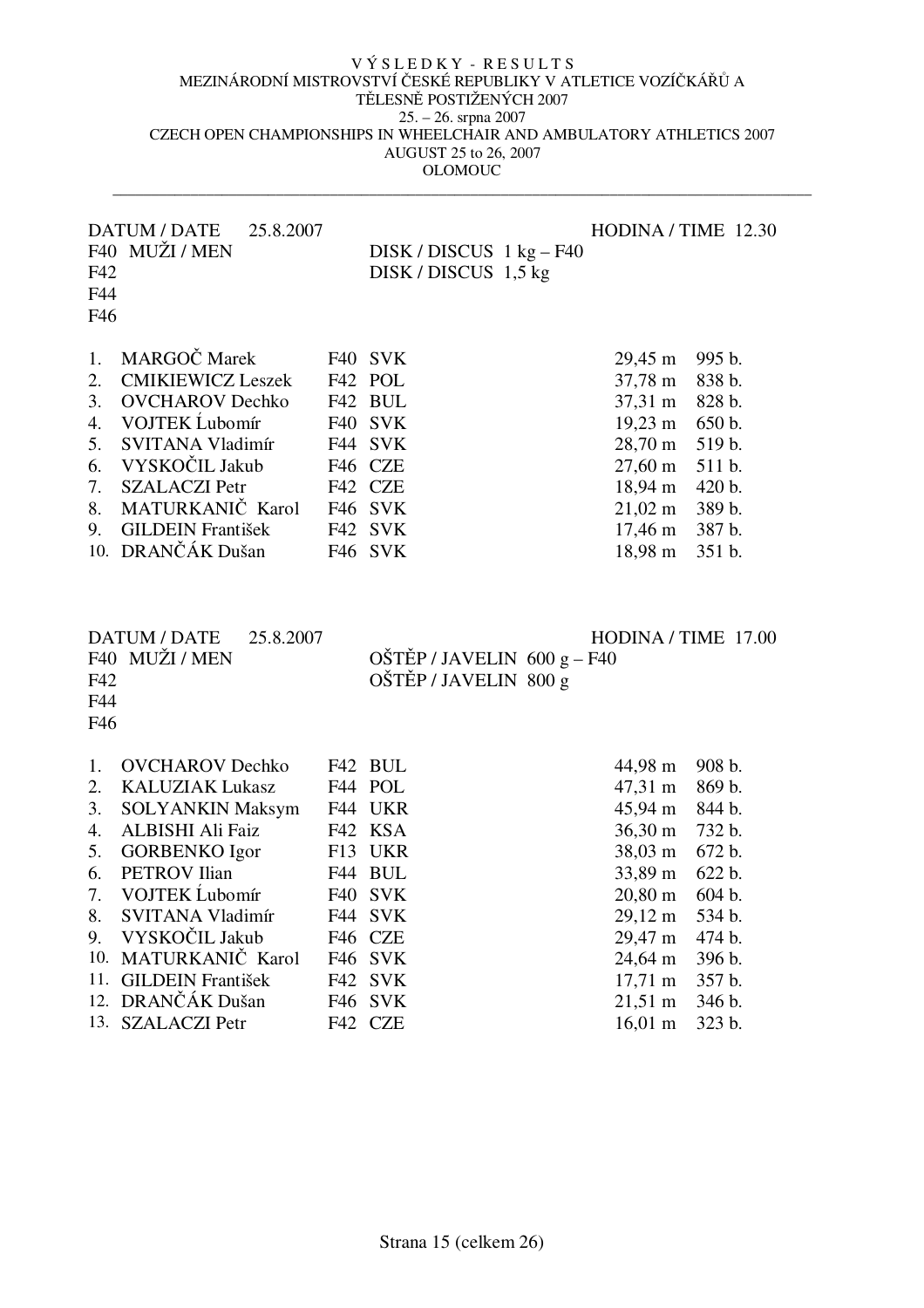V Ý S L E D K Y - R E S U L T S

MEZINÁRODNÍ MISTROVSTVÍ ČESKÉ REPUBLIKY V ATLETICE VOZÍČKÁŘŮ A TĚLESNĚ POSTIŽENÝCH 2007

25. – 26. srpna 2007

CZECH OPEN CHAMPIONSHIPS IN WHEELCHAIR AND AMBULATORY ATHLETICS 2007

AUGUST 25 to 26, 2007

OLOMOUC

---

DATUM / DATE 25.8.2007 — HODINA / TIME 12.30

F40 MUŽI / MEN — DISK / DISCUS 1 kg – F40
F42 — DISK / DISCUS 1,5 kg
F44
F46

| | | | | | |
|---|---|---|---|---|---|
| 1. | MARGOČ Marek | F40 | SVK | 29,45 m | 995 b. |
| 2. | CMIKIEWICZ Leszek | F42 | POL | 37,78 m | 838 b. |
| 3. | OVCHAROV Dechko | F42 | BUL | 37,31 m | 828 b. |
| 4. | VOJTEK Ĺubomír | F40 | SVK | 19,23 m | 650 b. |
| 5. | SVITANA Vladimír | F44 | SVK | 28,70 m | 519 b. |
| 6. | VYSKOČIL Jakub | F46 | CZE | 27,60 m | 511 b. |
| 7. | SZALACZI Petr | F42 | CZE | 18,94 m | 420 b. |
| 8. | MATURKANIČ Karol | F46 | SVK | 21,02 m | 389 b. |
| 9. | GILDEIN František | F42 | SVK | 17,46 m | 387 b. |
| 10. | DRANČÁK Dušan | F46 | SVK | 18,98 m | 351 b. |

DATUM / DATE 25.8.2007 — HODINA / TIME 17.00

F40 MUŽI / MEN — OŠTĚP / JAVELIN 600 g – F40
F42 — OŠTĚP / JAVELIN 800 g
F44
F46

| | | | | | |
|---|---|---|---|---|---|
| 1. | OVCHAROV Dechko | F42 | BUL | 44,98 m | 908 b. |
| 2. | KALUZIAK Lukasz | F44 | POL | 47,31 m | 869 b. |
| 3. | SOLYANKIN Maksym | F44 | UKR | 45,94 m | 844 b. |
| 4. | ALBISHI Ali Faiz | F42 | KSA | 36,30 m | 732 b. |
| 5. | GORBENKO Igor | F13 | UKR | 38,03 m | 672 b. |
| 6. | PETROV Ilian | F44 | BUL | 33,89 m | 622 b. |
| 7. | VOJTEK Ĺubomír | F40 | SVK | 20,80 m | 604 b. |
| 8. | SVITANA Vladimír | F44 | SVK | 29,12 m | 534 b. |
| 9. | VYSKOČIL Jakub | F46 | CZE | 29,47 m | 474 b. |
| 10. | MATURKANIČ Karol | F46 | SVK | 24,64 m | 396 b. |
| 11. | GILDEIN František | F42 | SVK | 17,71 m | 357 b. |
| 12. | DRANČÁK Dušan | F46 | SVK | 21,51 m | 346 b. |
| 13. | SZALACZI Petr | F42 | CZE | 16,01 m | 323 b. |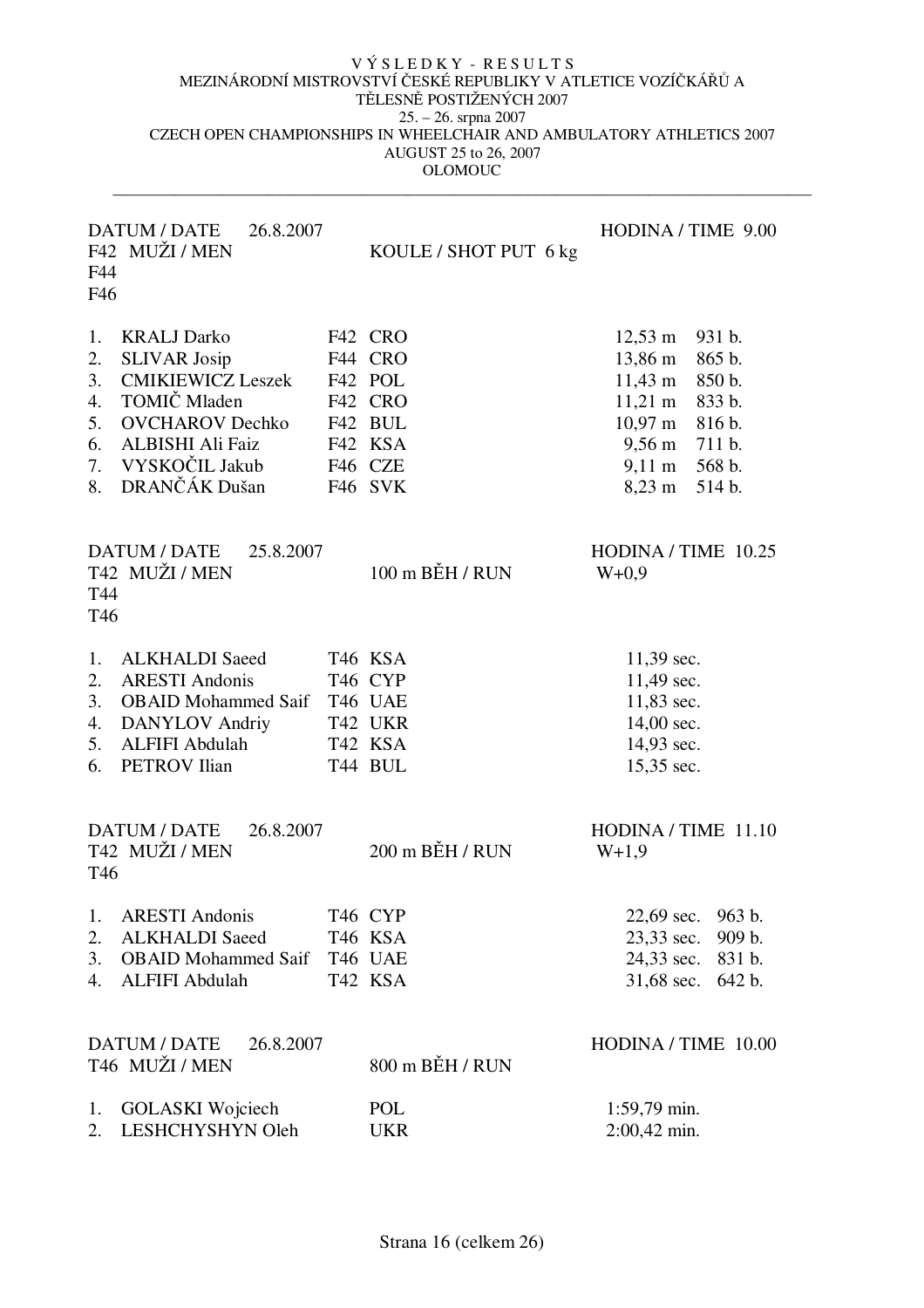V Ý S L E D K Y - R E S U L T S
MEZINÁRODNÍ MISTROVSTVÍ ČESKÉ REPUBLIKY V ATLETICE VOZÍČKÁŘŮ A TĚLESNĚ POSTIŽENÝCH 2007
25. – 26. srpna 2007
CZECH OPEN CHAMPIONSHIPS IN WHEELCHAIR AND AMBULATORY ATHLETICS 2007
AUGUST 25 to 26, 2007
OLOMOUC

---

DATUM / DATE 26.8.2007 — HODINA / TIME 9.00

F42 MUŽI / MEN
F44
F46

KOULE / SHOT PUT 6 kg

| | Name | Class | Country | Result | Points |
|---|---|---|---|---|---|
| 1. | KRALJ Darko | F42 | CRO | 12,53 m | 931 b. |
| 2. | SLIVAR Josip | F44 | CRO | 13,86 m | 865 b. |
| 3. | CMIKIEWICZ Leszek | F42 | POL | 11,43 m | 850 b. |
| 4. | TOMIČ Mladen | F42 | CRO | 11,21 m | 833 b. |
| 5. | OVCHAROV Dechko | F42 | BUL | 10,97 m | 816 b. |
| 6. | ALBISHI Ali Faiz | F42 | KSA | 9,56 m | 711 b. |
| 7. | VYSKOČIL Jakub | F46 | CZE | 9,11 m | 568 b. |
| 8. | DRANČÁK Dušan | F46 | SVK | 8,23 m | 514 b. |

DATUM / DATE 25.8.2007 — HODINA / TIME 10.25

T42 MUŽI / MEN
T44
T46

100 m BĚH / RUN — W+0,9

| | Name | Class | Country | Result |
|---|---|---|---|---|
| 1. | ALKHALDI Saeed | T46 | KSA | 11,39 sec. |
| 2. | ARESTI Andonis | T46 | CYP | 11,49 sec. |
| 3. | OBAID Mohammed Saif | T46 | UAE | 11,83 sec. |
| 4. | DANYLOV Andriy | T42 | UKR | 14,00 sec. |
| 5. | ALFIFI Abdulah | T42 | KSA | 14,93 sec. |
| 6. | PETROV Ilian | T44 | BUL | 15,35 sec. |

DATUM / DATE 26.8.2007 — HODINA / TIME 11.10

T42 MUŽI / MEN
T46

200 m BĚH / RUN — W+1,9

| | Name | Class | Country | Result | Points |
|---|---|---|---|---|---|
| 1. | ARESTI Andonis | T46 | CYP | 22,69 sec. | 963 b. |
| 2. | ALKHALDI Saeed | T46 | KSA | 23,33 sec. | 909 b. |
| 3. | OBAID Mohammed Saif | T46 | UAE | 24,33 sec. | 831 b. |
| 4. | ALFIFI Abdulah | T42 | KSA | 31,68 sec. | 642 b. |

DATUM / DATE 26.8.2007 — HODINA / TIME 10.00

T46 MUŽI / MEN

800 m BĚH / RUN

| | Name | Country | Result |
|---|---|---|---|
| 1. | GOLASKI Wojciech | POL | 1:59,79 min. |
| 2. | LESHCHYSHYN Oleh | UKR | 2:00,42 min. |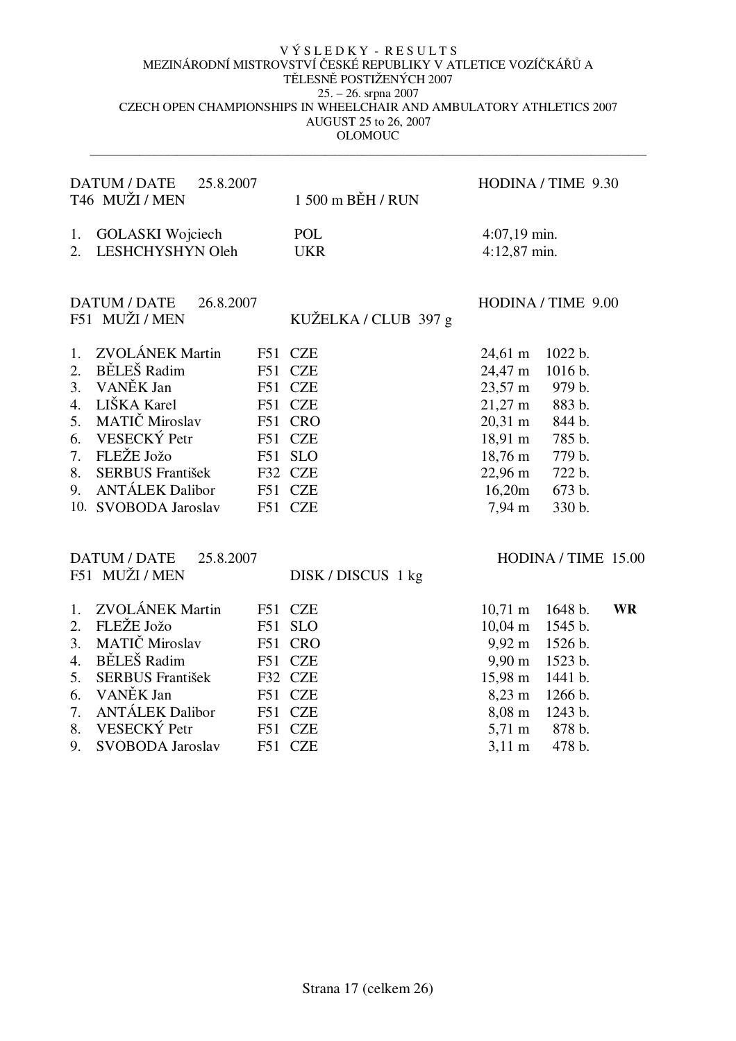V Ý S L E D K Y - R E S U L T S
MEZINÁRODNÍ MISTROVSTVÍ ČESKÉ REPUBLIKY V ATLETICE VOZÍČKÁŘŮ A TĚLESNĚ POSTIŽENÝCH 2007
25. – 26. srpna 2007
CZECH OPEN CHAMPIONSHIPS IN WHEELCHAIR AND AMBULATORY ATHLETICS 2007
AUGUST 25 to 26, 2007
OLOMOUC

---

DATUM / DATE 25.8.2007 — HODINA / TIME 9.30
T46 MUŽI / MEN — 1 500 m BĚH / RUN

| | Name | Country | Result |
|---|---|---|---|
| 1. | GOLASKI Wojciech | POL | 4:07,19 min. |
| 2. | LESHCHYSHYN Oleh | UKR | 4:12,87 min. |

DATUM / DATE 26.8.2007 — HODINA / TIME 9.00
F51 MUŽI / MEN — KUŽELKA / CLUB 397 g

| | Name | Class | Country | Result | Points |
|---|---|---|---|---|---|
| 1. | ZVOLÁNEK Martin | F51 | CZE | 24,61 m | 1022 b. |
| 2. | BĚLEŠ Radim | F51 | CZE | 24,47 m | 1016 b. |
| 3. | VANĚK Jan | F51 | CZE | 23,57 m | 979 b. |
| 4. | LIŠKA Karel | F51 | CZE | 21,27 m | 883 b. |
| 5. | MATIČ Miroslav | F51 | CRO | 20,31 m | 844 b. |
| 6. | VESECKÝ Petr | F51 | CZE | 18,91 m | 785 b. |
| 7. | FLEŽE Jožo | F51 | SLO | 18,76 m | 779 b. |
| 8. | SERBUS František | F32 | CZE | 22,96 m | 722 b. |
| 9. | ANTÁLEK Dalibor | F51 | CZE | 16,20m | 673 b. |
| 10. | SVOBODA Jaroslav | F51 | CZE | 7,94 m | 330 b. |

DATUM / DATE 25.8.2007 — HODINA / TIME 15.00
F51 MUŽI / MEN — DISK / DISCUS 1 kg

| | Name | Class | Country | Result | Points | |
|---|---|---|---|---|---|---|
| 1. | ZVOLÁNEK Martin | F51 | CZE | 10,71 m | 1648 b. | **WR** |
| 2. | FLEŽE Jožo | F51 | SLO | 10,04 m | 1545 b. | |
| 3. | MATIČ Miroslav | F51 | CRO | 9,92 m | 1526 b. | |
| 4. | BĚLEŠ Radim | F51 | CZE | 9,90 m | 1523 b. | |
| 5. | SERBUS František | F32 | CZE | 15,98 m | 1441 b. | |
| 6. | VANĚK Jan | F51 | CZE | 8,23 m | 1266 b. | |
| 7. | ANTÁLEK Dalibor | F51 | CZE | 8,08 m | 1243 b. | |
| 8. | VESECKÝ Petr | F51 | CZE | 5,71 m | 878 b. | |
| 9. | SVOBODA Jaroslav | F51 | CZE | 3,11 m | 478 b. | |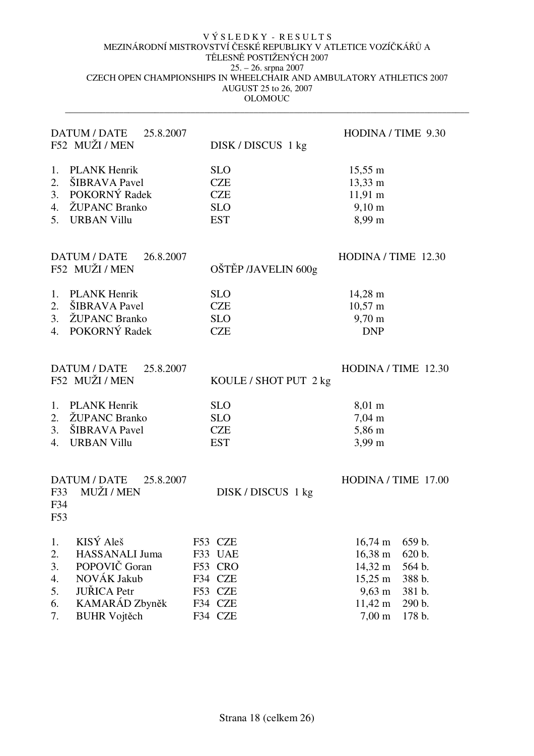VÝSLEDKY - RESULTS
MEZINÁRODNÍ MISTROVSTVÍ ČESKÉ REPUBLIKY V ATLETICE VOZÍČKÁŘŮ A TĚLESNĚ POSTIŽENÝCH 2007
25. – 26. srpna 2007
CZECH OPEN CHAMPIONSHIPS IN WHEELCHAIR AND AMBULATORY ATHLETICS 2007
AUGUST 25 to 26, 2007
OLOMOUC

---

DATUM / DATE 25.8.2007 — HODINA / TIME 9.30

F52 MUŽI / MEN — DISK / DISCUS 1 kg

| | | | |
|---|---|---|---|
| 1. | PLANK Henrik | SLO | 15,55 m |
| 2. | ŠIBRAVA Pavel | CZE | 13,33 m |
| 3. | POKORNÝ Radek | CZE | 11,91 m |
| 4. | ŽUPANC Branko | SLO | 9,10 m |
| 5. | URBAN Villu | EST | 8,99 m |

DATUM / DATE 26.8.2007 — HODINA / TIME 12.30

F52 MUŽI / MEN — OŠTĚP /JAVELIN 600g

| | | | |
|---|---|---|---|
| 1. | PLANK Henrik | SLO | 14,28 m |
| 2. | ŠIBRAVA Pavel | CZE | 10,57 m |
| 3. | ŽUPANC Branko | SLO | 9,70 m |
| 4. | POKORNÝ Radek | CZE | DNP |

DATUM / DATE 25.8.2007 — HODINA / TIME 12.30

F52 MUŽI / MEN — KOULE / SHOT PUT 2 kg

| | | | |
|---|---|---|---|
| 1. | PLANK Henrik | SLO | 8,01 m |
| 2. | ŽUPANC Branko | SLO | 7,04 m |
| 3. | ŠIBRAVA Pavel | CZE | 5,86 m |
| 4. | URBAN Villu | EST | 3,99 m |

DATUM / DATE 25.8.2007 — HODINA / TIME 17.00

F33 F34 F53 MUŽI / MEN — DISK / DISCUS 1 kg

| | | | | | |
|---|---|---|---|---|---|
| 1. | KISÝ Aleš | F53 | CZE | 16,74 m | 659 b. |
| 2. | HASSANALI Juma | F33 | UAE | 16,38 m | 620 b. |
| 3. | POPOVIČ Goran | F53 | CRO | 14,32 m | 564 b. |
| 4. | NOVÁK Jakub | F34 | CZE | 15,25 m | 388 b. |
| 5. | JUŘICA Petr | F53 | CZE | 9,63 m | 381 b. |
| 6. | KAMARÁD Zbyněk | F34 | CZE | 11,42 m | 290 b. |
| 7. | BUHR Vojtěch | F34 | CZE | 7,00 m | 178 b. |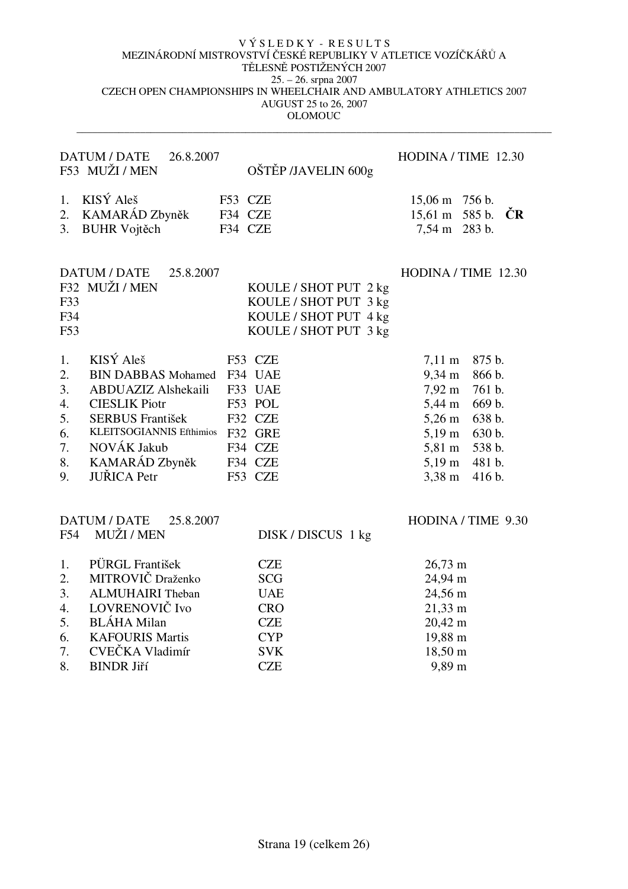VÝSLEDKY - RESULTS
MEZINÁRODNÍ MISTROVSTVÍ ČESKÉ REPUBLIKY V ATLETICE VOZÍČKÁŘŮ A TĚLESNĚ POSTIŽENÝCH 2007
25. – 26. srpna 2007
CZECH OPEN CHAMPIONSHIPS IN WHEELCHAIR AND AMBULATORY ATHLETICS 2007
AUGUST 25 to 26, 2007
OLOMOUC

---

DATUM / DATE 26.8.2007 — HODINA / TIME 12.30

F53 MUŽI / MEN — OŠTĚP /JAVELIN 600g

| | | | | | | |
|---|---|---|---|---|---|---|
| 1. | KISÝ Aleš | F53 | CZE | 15,06 m | 756 b. | |
| 2. | KAMARÁD Zbyněk | F34 | CZE | 15,61 m | 585 b. | **ČR** |
| 3. | BUHR Vojtěch | F34 | CZE | 7,54 m | 283 b. | |

DATUM / DATE 25.8.2007 — HODINA / TIME 12.30

F32 MUŽI / MEN — KOULE / SHOT PUT 2 kg
F33 — KOULE / SHOT PUT 3 kg
F34 — KOULE / SHOT PUT 4 kg
F53 — KOULE / SHOT PUT 3 kg

| | | | | | |
|---|---|---|---|---|---|
| 1. | KISÝ Aleš | F53 | CZE | 7,11 m | 875 b. |
| 2. | BIN DABBAS Mohamed | F34 | UAE | 9,34 m | 866 b. |
| 3. | ABDUAZIZ Alshekaili | F33 | UAE | 7,92 m | 761 b. |
| 4. | CIESLIK Piotr | F53 | POL | 5,44 m | 669 b. |
| 5. | SERBUS František | F32 | CZE | 5,26 m | 638 b. |
| 6. | KLEITSOGIANNIS Efthimios | F32 | GRE | 5,19 m | 630 b. |
| 7. | NOVÁK Jakub | F34 | CZE | 5,81 m | 538 b. |
| 8. | KAMARÁD Zbyněk | F34 | CZE | 5,19 m | 481 b. |
| 9. | JUŘICA Petr | F53 | CZE | 3,38 m | 416 b. |

DATUM / DATE 25.8.2007 — HODINA / TIME 9.30

F54 MUŽI / MEN — DISK / DISCUS 1 kg

| | | | |
|---|---|---|---|
| 1. | PÜRGL František | CZE | 26,73 m |
| 2. | MITROVIČ Draženko | SCG | 24,94 m |
| 3. | ALMUHAIRI Theban | UAE | 24,56 m |
| 4. | LOVRENOVIČ Ivo | CRO | 21,33 m |
| 5. | BLÁHA Milan | CZE | 20,42 m |
| 6. | KAFOURIS Martis | CYP | 19,88 m |
| 7. | CVEČKA Vladimír | SVK | 18,50 m |
| 8. | BINDR Jiří | CZE | 9,89 m |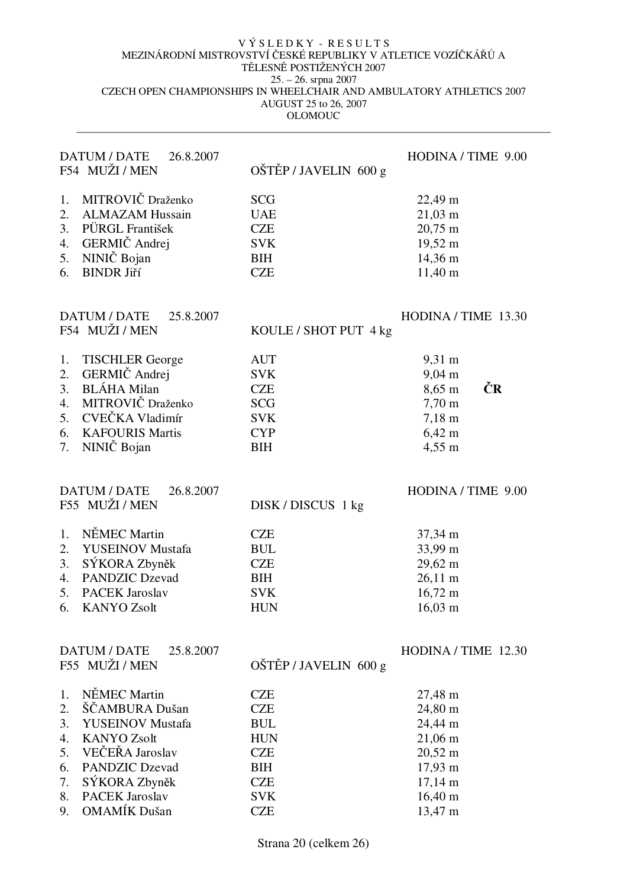V Ý S L E D K Y - R E S U L T S
MEZINÁRODNÍ MISTROVSTVÍ ČESKÉ REPUBLIKY V ATLETICE VOZÍČKÁŘŮ A TĚLESNĚ POSTIŽENÝCH 2007
25. – 26. srpna 2007
CZECH OPEN CHAMPIONSHIPS IN WHEELCHAIR AND AMBULATORY ATHLETICS 2007
AUGUST 25 to 26, 2007
OLOMOUC

---

DATUM / DATE 26.8.2007 — HODINA / TIME 9.00
F54 MUŽI / MEN — OŠTĚP / JAVELIN 600 g

| | | | |
|---|---|---|---|
| 1. | MITROVIČ Draženko | SCG | 22,49 m |
| 2. | ALMAZAM Hussain | UAE | 21,03 m |
| 3. | PÜRGL František | CZE | 20,75 m |
| 4. | GERMIČ Andrej | SVK | 19,52 m |
| 5. | NINIČ Bojan | BIH | 14,36 m |
| 6. | BINDR Jiří | CZE | 11,40 m |

DATUM / DATE 25.8.2007 — HODINA / TIME 13.30
F54 MUŽI / MEN — KOULE / SHOT PUT 4 kg

| | | | | |
|---|---|---|---|---|
| 1. | TISCHLER George | AUT | 9,31 m | |
| 2. | GERMIČ Andrej | SVK | 9,04 m | |
| 3. | BLÁHA Milan | CZE | 8,65 m | **ČR** |
| 4. | MITROVIČ Draženko | SCG | 7,70 m | |
| 5. | CVEČKA Vladimír | SVK | 7,18 m | |
| 6. | KAFOURIS Martis | CYP | 6,42 m | |
| 7. | NINIČ Bojan | BIH | 4,55 m | |

DATUM / DATE 26.8.2007 — HODINA / TIME 9.00
F55 MUŽI / MEN — DISK / DISCUS 1 kg

| | | | |
|---|---|---|---|
| 1. | NĚMEC Martin | CZE | 37,34 m |
| 2. | YUSEINOV Mustafa | BUL | 33,99 m |
| 3. | SÝKORA Zbyněk | CZE | 29,62 m |
| 4. | PANDZIC Dzevad | BIH | 26,11 m |
| 5. | PACEK Jaroslav | SVK | 16,72 m |
| 6. | KANYO Zsolt | HUN | 16,03 m |

DATUM / DATE 25.8.2007 — HODINA / TIME 12.30
F55 MUŽI / MEN — OŠTĚP / JAVELIN 600 g

| | | | |
|---|---|---|---|
| 1. | NĚMEC Martin | CZE | 27,48 m |
| 2. | ŠČAMBURA Dušan | CZE | 24,80 m |
| 3. | YUSEINOV Mustafa | BUL | 24,44 m |
| 4. | KANYO Zsolt | HUN | 21,06 m |
| 5. | VEČEŘA Jaroslav | CZE | 20,52 m |
| 6. | PANDZIC Dzevad | BIH | 17,93 m |
| 7. | SÝKORA Zbyněk | CZE | 17,14 m |
| 8. | PACEK Jaroslav | SVK | 16,40 m |
| 9. | OMAMÍK Dušan | CZE | 13,47 m |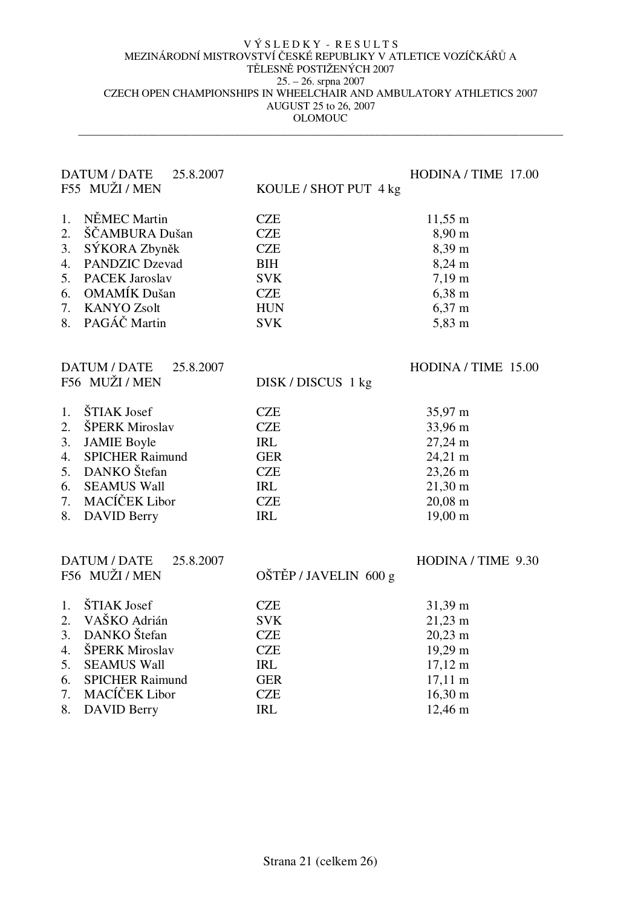VÝSLEDKY - RESULTS
MEZINÁRODNÍ MISTROVSTVÍ ČESKÉ REPUBLIKY V ATLETICE VOZÍČKÁŘŮ A TĚLESNĚ POSTIŽENÝCH 2007
25. – 26. srpna 2007
CZECH OPEN CHAMPIONSHIPS IN WHEELCHAIR AND AMBULATORY ATHLETICS 2007
AUGUST 25 to 26, 2007
OLOMOUC

---

DATUM / DATE 25.8.2007 — HODINA / TIME 17.00

F55 MUŽI / MEN — KOULE / SHOT PUT 4 kg

| | | | |
|---|---|---|---|
| 1. | NĚMEC Martin | CZE | 11,55 m |
| 2. | ŠČAMBURA Dušan | CZE | 8,90 m |
| 3. | SÝKORA Zbyněk | CZE | 8,39 m |
| 4. | PANDZIC Dzevad | BIH | 8,24 m |
| 5. | PACEK Jaroslav | SVK | 7,19 m |
| 6. | OMAMÍK Dušan | CZE | 6,38 m |
| 7. | KANYO Zsolt | HUN | 6,37 m |
| 8. | PAGÁČ Martin | SVK | 5,83 m |

DATUM / DATE 25.8.2007 — HODINA / TIME 15.00

F56 MUŽI / MEN — DISK / DISCUS 1 kg

| | | | |
|---|---|---|---|
| 1. | ŠTIAK Josef | CZE | 35,97 m |
| 2. | ŠPERK Miroslav | CZE | 33,96 m |
| 3. | JAMIE Boyle | IRL | 27,24 m |
| 4. | SPICHER Raimund | GER | 24,21 m |
| 5. | DANKO Štefan | CZE | 23,26 m |
| 6. | SEAMUS Wall | IRL | 21,30 m |
| 7. | MACÍČEK Libor | CZE | 20,08 m |
| 8. | DAVID Berry | IRL | 19,00 m |

DATUM / DATE 25.8.2007 — HODINA / TIME 9.30

F56 MUŽI / MEN — OŠTĚP / JAVELIN 600 g

| | | | |
|---|---|---|---|
| 1. | ŠTIAK Josef | CZE | 31,39 m |
| 2. | VAŠKO Adrián | SVK | 21,23 m |
| 3. | DANKO Štefan | CZE | 20,23 m |
| 4. | ŠPERK Miroslav | CZE | 19,29 m |
| 5. | SEAMUS Wall | IRL | 17,12 m |
| 6. | SPICHER Raimund | GER | 17,11 m |
| 7. | MACÍČEK Libor | CZE | 16,30 m |
| 8. | DAVID Berry | IRL | 12,46 m |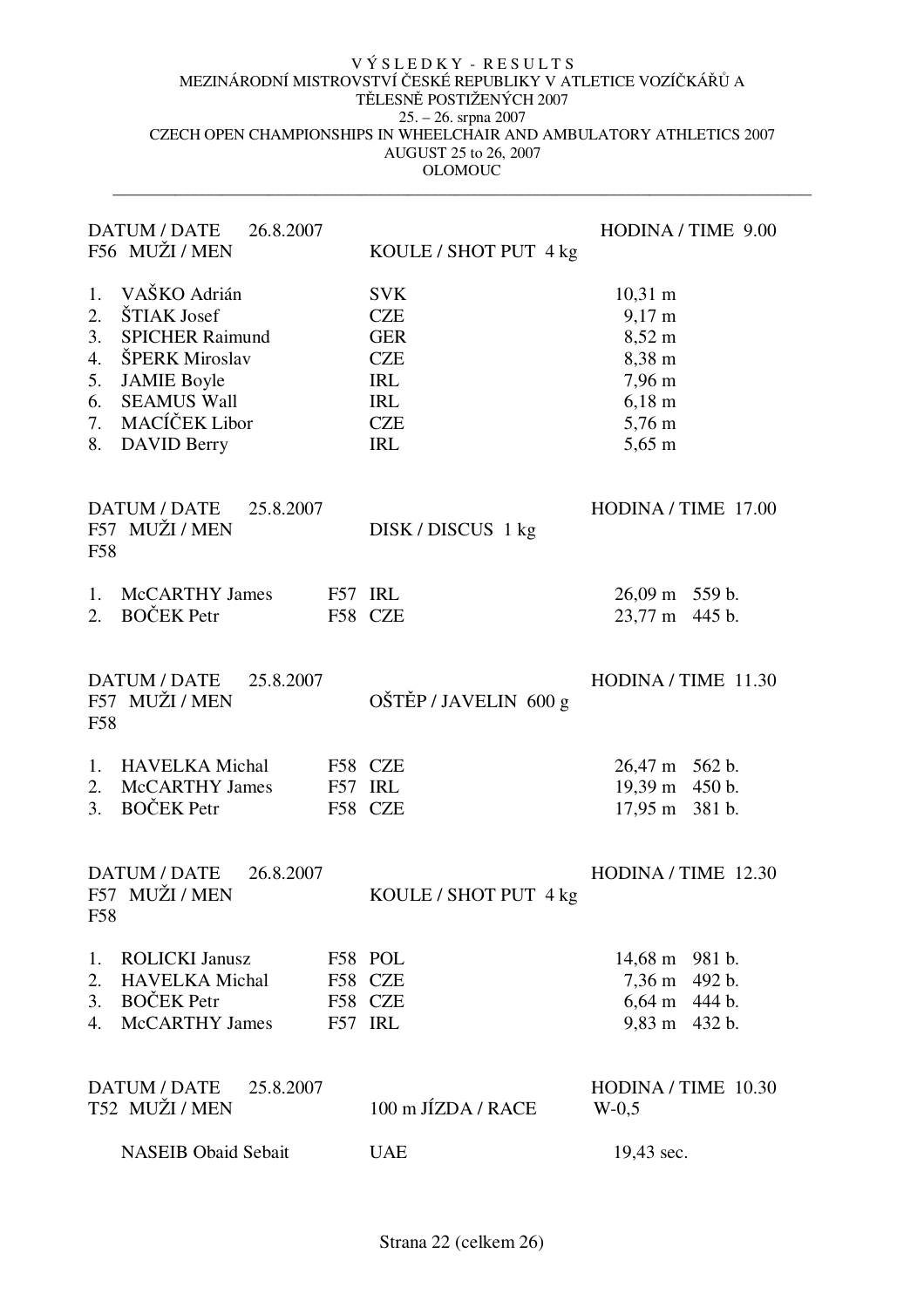VÝSLEDKY - RESULTS
MEZINÁRODNÍ MISTROVSTVÍ ČESKÉ REPUBLIKY V ATLETICE VOZÍČKÁŘŮ A TĚLESNĚ POSTIŽENÝCH 2007
25. – 26. srpna 2007
CZECH OPEN CHAMPIONSHIPS IN WHEELCHAIR AND AMBULATORY ATHLETICS 2007
AUGUST 25 to 26, 2007
OLOMOUC

---

DATUM / DATE 26.8.2007 — HODINA / TIME 9.00

F56 MUŽI / MEN — KOULE / SHOT PUT 4 kg

| | | | |
|---|---|---|---|
| 1. | VAŠKO Adrián | SVK | 10,31 m |
| 2. | ŠTIAK Josef | CZE | 9,17 m |
| 3. | SPICHER Raimund | GER | 8,52 m |
| 4. | ŠPERK Miroslav | CZE | 8,38 m |
| 5. | JAMIE Boyle | IRL | 7,96 m |
| 6. | SEAMUS Wall | IRL | 6,18 m |
| 7. | MACÍČEK Libor | CZE | 5,76 m |
| 8. | DAVID Berry | IRL | 5,65 m |

DATUM / DATE 25.8.2007 — HODINA / TIME 17.00

F57 MUŽI / MEN — DISK / DISCUS 1 kg
F58

| | | | | | |
|---|---|---|---|---|---|
| 1. | McCARTHY James | F57 | IRL | 26,09 m | 559 b. |
| 2. | BOČEK Petr | F58 | CZE | 23,77 m | 445 b. |

DATUM / DATE 25.8.2007 — HODINA / TIME 11.30

F57 MUŽI / MEN — OŠTĚP / JAVELIN 600 g
F58

| | | | | | |
|---|---|---|---|---|---|
| 1. | HAVELKA Michal | F58 | CZE | 26,47 m | 562 b. |
| 2. | McCARTHY James | F57 | IRL | 19,39 m | 450 b. |
| 3. | BOČEK Petr | F58 | CZE | 17,95 m | 381 b. |

DATUM / DATE 26.8.2007 — HODINA / TIME 12.30

F57 MUŽI / MEN — KOULE / SHOT PUT 4 kg
F58

| | | | | | |
|---|---|---|---|---|---|
| 1. | ROLICKI Janusz | F58 | POL | 14,68 m | 981 b. |
| 2. | HAVELKA Michal | F58 | CZE | 7,36 m | 492 b. |
| 3. | BOČEK Petr | F58 | CZE | 6,64 m | 444 b. |
| 4. | McCARTHY James | F57 | IRL | 9,83 m | 432 b. |

DATUM / DATE 25.8.2007 — HODINA / TIME 10.30

T52 MUŽI / MEN — 100 m JÍZDA / RACE — W-0,5

| | | |
|---|---|---|
| NASEIB Obaid Sebait | UAE | 19,43 sec. |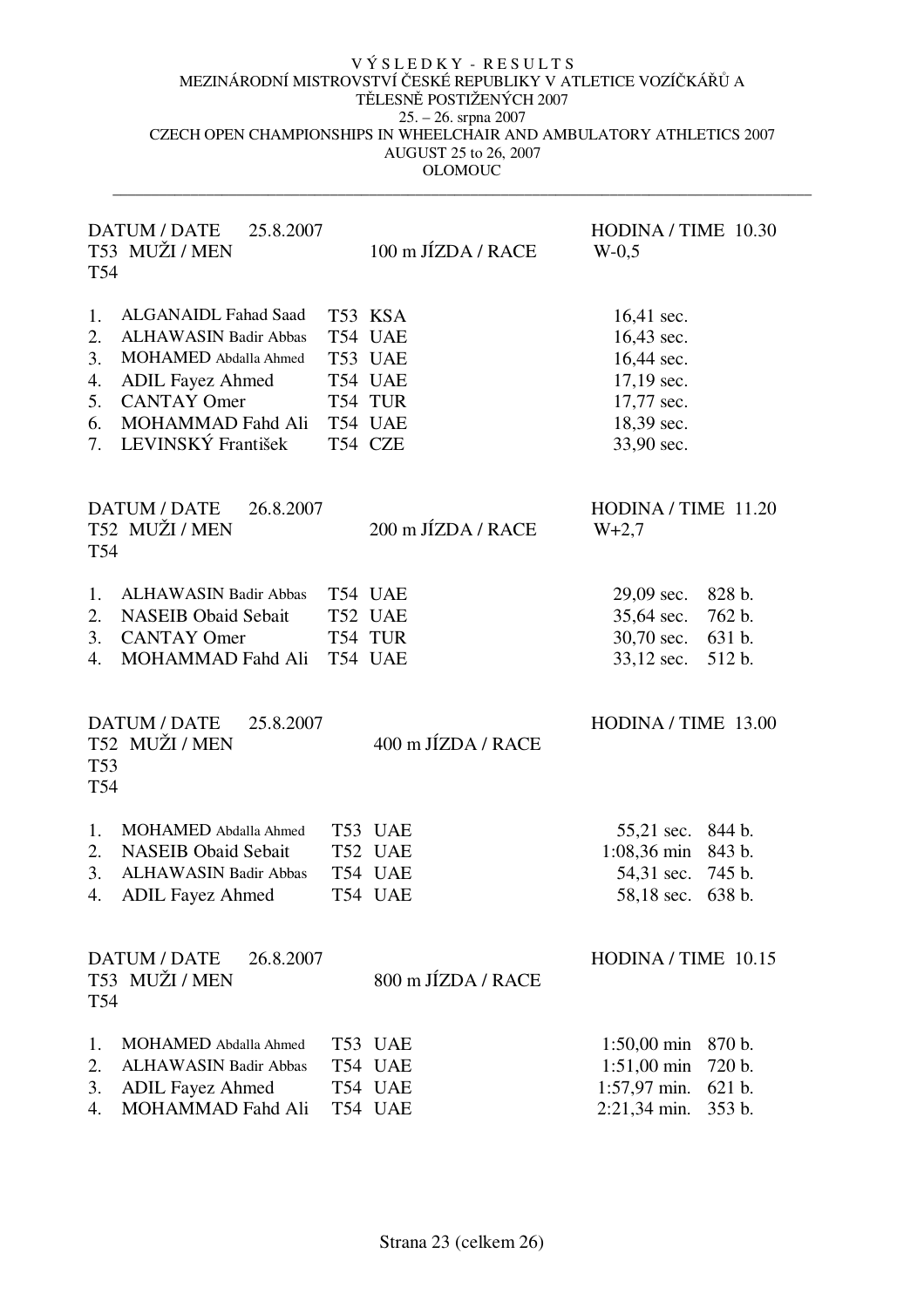V Ý S L E D K Y - R E S U L T S
MEZINÁRODNÍ MISTROVSTVÍ ČESKÉ REPUBLIKY V ATLETICE VOZÍČKÁŘŮ A TĚLESNĚ POSTIŽENÝCH 2007
25. – 26. srpna 2007
CZECH OPEN CHAMPIONSHIPS IN WHEELCHAIR AND AMBULATORY ATHLETICS 2007
AUGUST 25 to 26, 2007
OLOMOUC

---

DATUM / DATE 25.8.2007 — HODINA / TIME 10.30
T53 MUŽI / MEN, T54 — 100 m JÍZDA / RACE — W-0,5

| | Name | Class | Country | Result |
|---|---|---|---|---|
| 1. | ALGANAIDL Fahad Saad | T53 | KSA | 16,41 sec. |
| 2. | ALHAWASIN Badir Abbas | T54 | UAE | 16,43 sec. |
| 3. | MOHAMED Abdalla Ahmed | T53 | UAE | 16,44 sec. |
| 4. | ADIL Fayez Ahmed | T54 | UAE | 17,19 sec. |
| 5. | CANTAY Omer | T54 | TUR | 17,77 sec. |
| 6. | MOHAMMAD Fahd Ali | T54 | UAE | 18,39 sec. |
| 7. | LEVINSKÝ František | T54 | CZE | 33,90 sec. |

DATUM / DATE 26.8.2007 — HODINA / TIME 11.20
T52 MUŽI / MEN, T54 — 200 m JÍZDA / RACE — W+2,7

| | Name | Class | Country | Result | Points |
|---|---|---|---|---|---|
| 1. | ALHAWASIN Badir Abbas | T54 | UAE | 29,09 sec. | 828 b. |
| 2. | NASEIB Obaid Sebait | T52 | UAE | 35,64 sec. | 762 b. |
| 3. | CANTAY Omer | T54 | TUR | 30,70 sec. | 631 b. |
| 4. | MOHAMMAD Fahd Ali | T54 | UAE | 33,12 sec. | 512 b. |

DATUM / DATE 25.8.2007 — HODINA / TIME 13.00
T52 MUŽI / MEN, T53, T54 — 400 m JÍZDA / RACE

| | Name | Class | Country | Result | Points |
|---|---|---|---|---|---|
| 1. | MOHAMED Abdalla Ahmed | T53 | UAE | 55,21 sec. | 844 b. |
| 2. | NASEIB Obaid Sebait | T52 | UAE | 1:08,36 min | 843 b. |
| 3. | ALHAWASIN Badir Abbas | T54 | UAE | 54,31 sec. | 745 b. |
| 4. | ADIL Fayez Ahmed | T54 | UAE | 58,18 sec. | 638 b. |

DATUM / DATE 26.8.2007 — HODINA / TIME 10.15
T53 MUŽI / MEN, T54 — 800 m JÍZDA / RACE

| | Name | Class | Country | Result | Points |
|---|---|---|---|---|---|
| 1. | MOHAMED Abdalla Ahmed | T53 | UAE | 1:50,00 min | 870 b. |
| 2. | ALHAWASIN Badir Abbas | T54 | UAE | 1:51,00 min | 720 b. |
| 3. | ADIL Fayez Ahmed | T54 | UAE | 1:57,97 min. | 621 b. |
| 4. | MOHAMMAD Fahd Ali | T54 | UAE | 2:21,34 min. | 353 b. |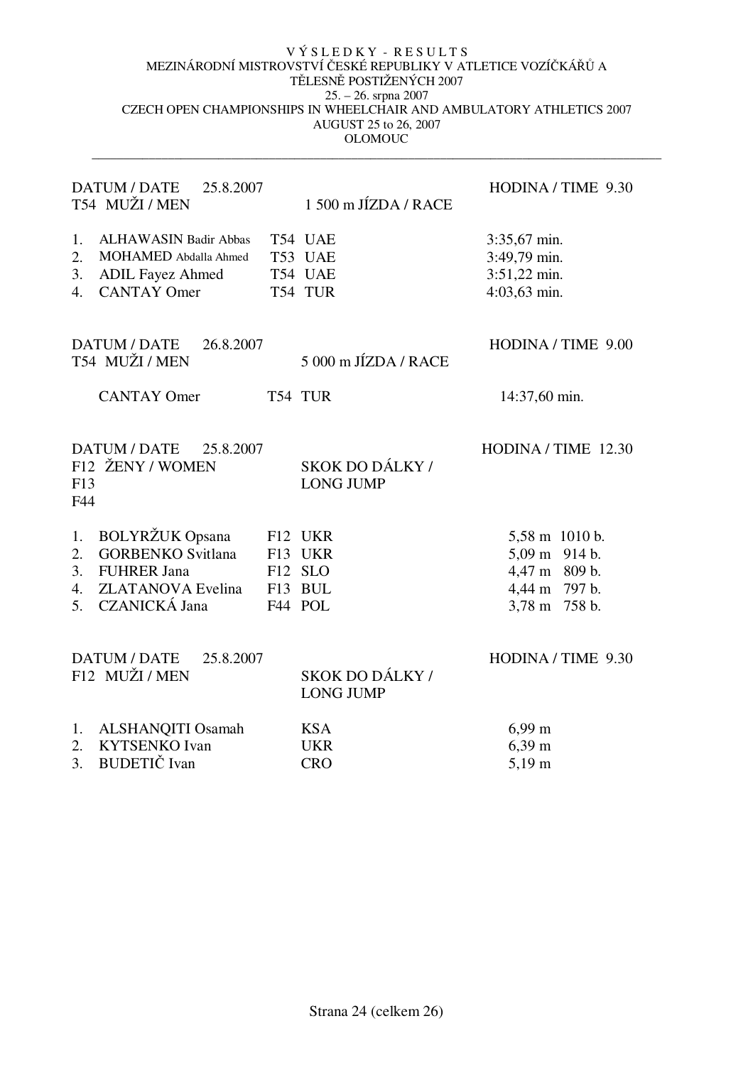V Ý S L E D K Y - R E S U L T S

MEZINÁRODNÍ MISTROVSTVÍ ČESKÉ REPUBLIKY V ATLETICE VOZÍČKÁŘŮ A TĚLESNĚ POSTIŽENÝCH 2007

25. – 26. srpna 2007

CZECH OPEN CHAMPIONSHIPS IN WHEELCHAIR AND AMBULATORY ATHLETICS 2007

AUGUST 25 to 26, 2007

OLOMOUC

---

DATUM / DATE 25.8.2007 — HODINA / TIME 9.30

T54 MUŽI / MEN — 1 500 m JÍZDA / RACE

| | | | | |
|---|---|---|---|---|
| 1. | ALHAWASIN Badir Abbas | T54 | UAE | 3:35,67 min. |
| 2. | MOHAMED Abdalla Ahmed | T53 | UAE | 3:49,79 min. |
| 3. | ADIL Fayez Ahmed | T54 | UAE | 3:51,22 min. |
| 4. | CANTAY Omer | T54 | TUR | 4:03,63 min. |

DATUM / DATE 26.8.2007 — HODINA / TIME 9.00

T54 MUŽI / MEN — 5 000 m JÍZDA / RACE

| | | | | |
|---|---|---|---|---|
| | CANTAY Omer | T54 | TUR | 14:37,60 min. |

DATUM / DATE 25.8.2007 — HODINA / TIME 12.30

F12 ŽENY / WOMEN
F13
F44

SKOK DO DÁLKY / LONG JUMP

| | | | | | |
|---|---|---|---|---|---|
| 1. | BOLYRŽUK Opsana | F12 | UKR | 5,58 m | 1010 b. |
| 2. | GORBENKO Svitlana | F13 | UKR | 5,09 m | 914 b. |
| 3. | FUHRER Jana | F12 | SLO | 4,47 m | 809 b. |
| 4. | ZLATANOVA Evelina | F13 | BUL | 4,44 m | 797 b. |
| 5. | CZANICKÁ Jana | F44 | POL | 3,78 m | 758 b. |

DATUM / DATE 25.8.2007 — HODINA / TIME 9.30

F12 MUŽI / MEN — SKOK DO DÁLKY / LONG JUMP

| | | | |
|---|---|---|---|
| 1. | ALSHANQITI Osamah | KSA | 6,99 m |
| 2. | KYTSENKO Ivan | UKR | 6,39 m |
| 3. | BUDETIČ Ivan | CRO | 5,19 m |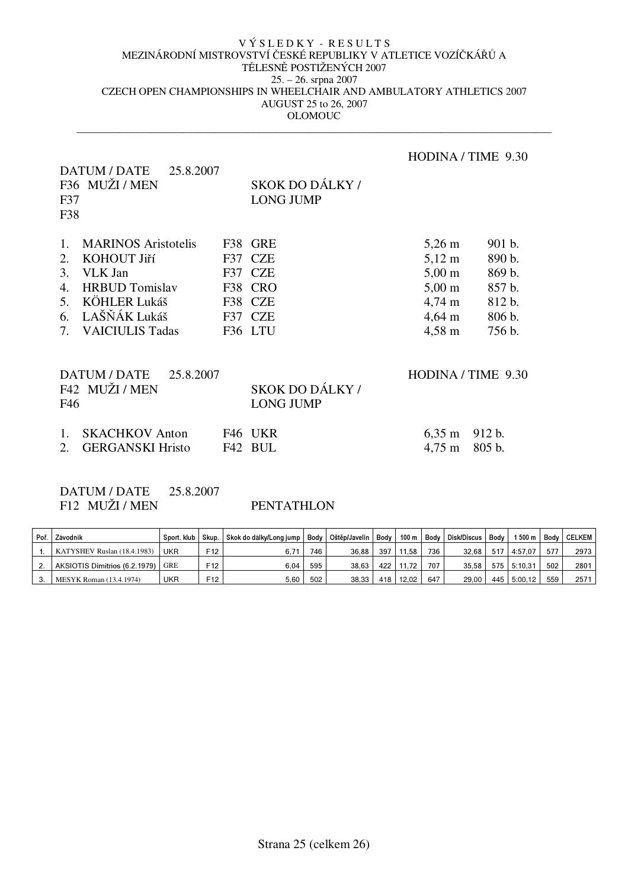VÝSLEDKY - RESULTS
MEZINÁRODNÍ MISTROVSTVÍ ČESKÉ REPUBLIKY V ATLETICE VOZÍČKÁŘŮ A TĚLESNĚ POSTIŽENÝCH 2007
25. – 26. srpna 2007
CZECH OPEN CHAMPIONSHIPS IN WHEELCHAIR AND AMBULATORY ATHLETICS 2007
AUGUST 25 to 26, 2007
OLOMOUC

---

DATUM / DATE 25.8.2007 — HODINA / TIME 9.30

F36 MUŽI / MEN — SKOK DO DÁLKY / LONG JUMP
F37
F38

| | | | | | |
|---|---|---|---|---|---|
| 1. | MARINOS Aristotelis | F38 | GRE | 5,26 m | 901 b. |
| 2. | KOHOUT Jiří | F37 | CZE | 5,12 m | 890 b. |
| 3. | VLK Jan | F37 | CZE | 5,00 m | 869 b. |
| 4. | HRBUD Tomislav | F38 | CRO | 5,00 m | 857 b. |
| 5. | KÖHLER Lukáš | F38 | CZE | 4,74 m | 812 b. |
| 6. | LAŠŇÁK Lukáš | F37 | CZE | 4,64 m | 806 b. |
| 7. | VAICIULIS Tadas | F36 | LTU | 4,58 m | 756 b. |

DATUM / DATE 25.8.2007 — HODINA / TIME 9.30

F42 MUŽI / MEN — SKOK DO DÁLKY / LONG JUMP
F46

| | | | | | |
|---|---|---|---|---|---|
| 1. | SKACHKOV Anton | F46 | UKR | 6,35 m | 912 b. |
| 2. | GERGANSKI Hristo | F42 | BUL | 4,75 m | 805 b. |

DATUM / DATE 25.8.2007

F12 MUŽI / MEN — PENTATHLON

| Poř. | Závodník | Sport. klub | Skup. | Skok do dálky/Long jump | Body | Oštěp/Javelin | Body | 100 m | Body | Disk/Discus | Body | 1 500 m | Body | CELKEM |
|---|---|---|---|---|---|---|---|---|---|---|---|---|---|---|
| 1. | KATYSHEV Ruslan (18.4.1983) | UKR | F12 | 6,71 | 746 | 36,88 | 397 | 11,58 | 736 | 32,68 | 517 | 4:57,07 | 577 | 2973 |
| 2. | AKSIOTIS Dimitrios (6.2.1979) | GRE | F12 | 6,04 | 595 | 38,63 | 422 | 11,72 | 707 | 35,58 | 575 | 5:10,31 | 502 | 2801 |
| 3. | MESYK Roman (13.4.1974) | UKR | F12 | 5,60 | 502 | 38,33 | 418 | 12,02 | 647 | 29,00 | 445 | 5:00,12 | 559 | 2571 |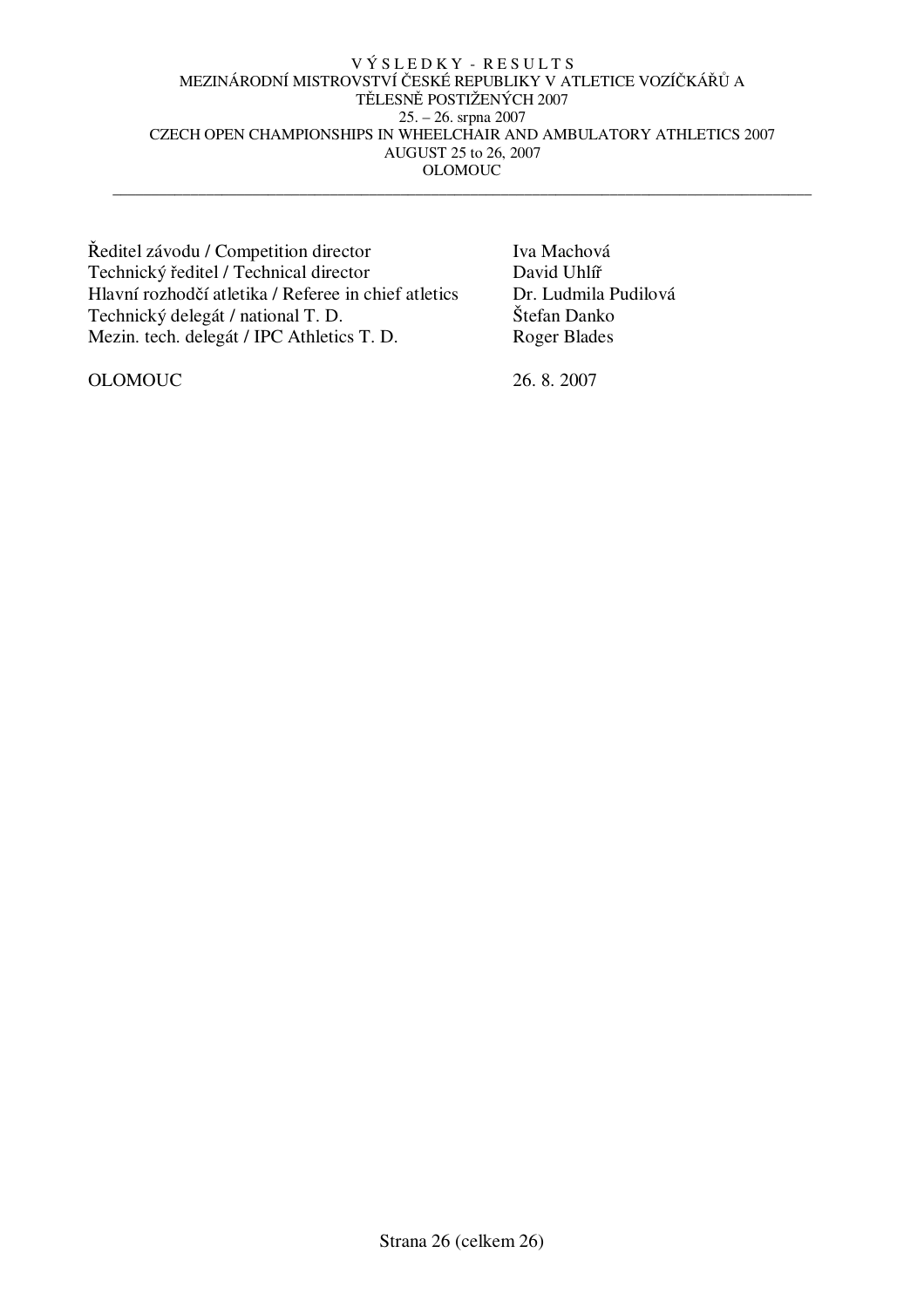| | |
|---|---|
| Ředitel závodu / Competition director | Iva Machová |
| Technický ředitel / Technical director | David Uhlíř |
| Hlavní rozhodčí atletika / Referee in chief atletics | Dr. Ludmila Pudilová |
| Technický delegát / national T. D. | Štefan Danko |
| Mezin. tech. delegát / IPC Athletics T. D. | Roger Blades |

OLOMOUC 26. 8. 2007